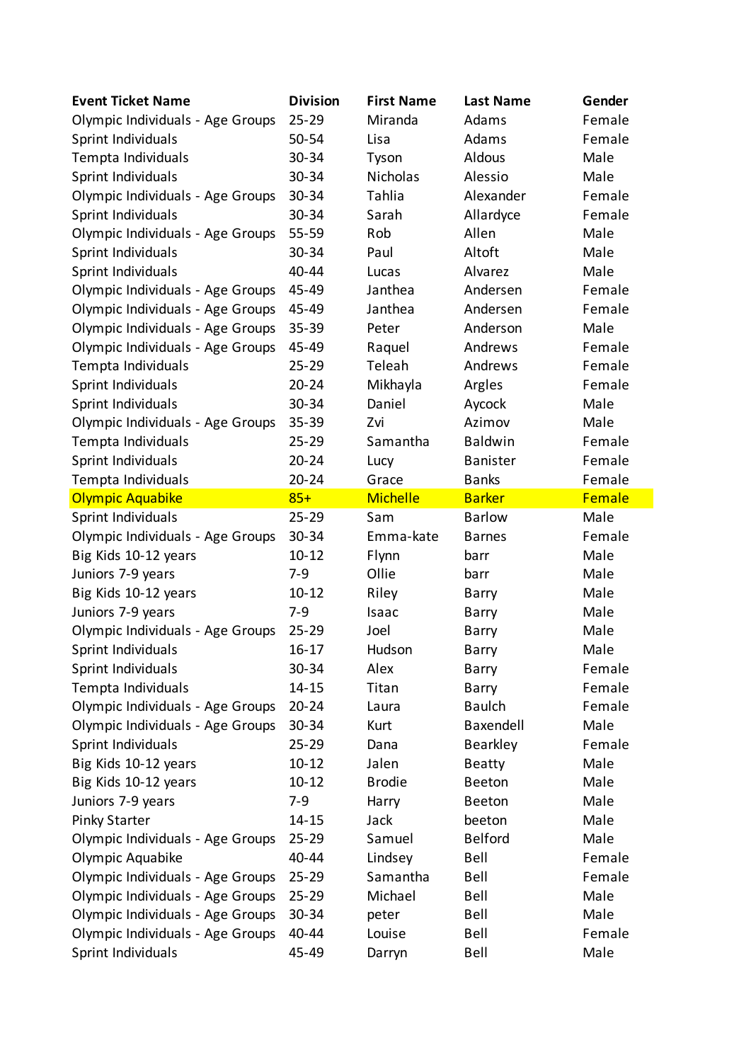| Event Ticket Name | Division | First Name | Last Name | Gender |
| --- | --- | --- | --- | --- |
| Olympic Individuals - Age Groups | 25-29 | Miranda | Adams | Female |
| Sprint Individuals | 50-54 | Lisa | Adams | Female |
| Tempta Individuals | 30-34 | Tyson | Aldous | Male |
| Sprint Individuals | 30-34 | Nicholas | Alessio | Male |
| Olympic Individuals - Age Groups | 30-34 | Tahlia | Alexander | Female |
| Sprint Individuals | 30-34 | Sarah | Allardyce | Female |
| Olympic Individuals - Age Groups | 55-59 | Rob | Allen | Male |
| Sprint Individuals | 30-34 | Paul | Altoft | Male |
| Sprint Individuals | 40-44 | Lucas | Alvarez | Male |
| Olympic Individuals - Age Groups | 45-49 | Janthea | Andersen | Female |
| Olympic Individuals - Age Groups | 45-49 | Janthea | Andersen | Female |
| Olympic Individuals - Age Groups | 35-39 | Peter | Anderson | Male |
| Olympic Individuals - Age Groups | 45-49 | Raquel | Andrews | Female |
| Tempta Individuals | 25-29 | Teleah | Andrews | Female |
| Sprint Individuals | 20-24 | Mikhayla | Argles | Female |
| Sprint Individuals | 30-34 | Daniel | Aycock | Male |
| Olympic Individuals - Age Groups | 35-39 | Zvi | Azimov | Male |
| Tempta Individuals | 25-29 | Samantha | Baldwin | Female |
| Sprint Individuals | 20-24 | Lucy | Banister | Female |
| Tempta Individuals | 20-24 | Grace | Banks | Female |
| Olympic Aquabike | 85+ | Michelle | Barker | Female |
| Sprint Individuals | 25-29 | Sam | Barlow | Male |
| Olympic Individuals - Age Groups | 30-34 | Emma-kate | Barnes | Female |
| Big Kids 10-12 years | 10-12 | Flynn | barr | Male |
| Juniors 7-9 years | 7-9 | Ollie | barr | Male |
| Big Kids 10-12 years | 10-12 | Riley | Barry | Male |
| Juniors 7-9 years | 7-9 | Isaac | Barry | Male |
| Olympic Individuals - Age Groups | 25-29 | Joel | Barry | Male |
| Sprint Individuals | 16-17 | Hudson | Barry | Male |
| Sprint Individuals | 30-34 | Alex | Barry | Female |
| Tempta Individuals | 14-15 | Titan | Barry | Female |
| Olympic Individuals - Age Groups | 20-24 | Laura | Baulch | Female |
| Olympic Individuals - Age Groups | 30-34 | Kurt | Baxendell | Male |
| Sprint Individuals | 25-29 | Dana | Bearkley | Female |
| Big Kids 10-12 years | 10-12 | Jalen | Beatty | Male |
| Big Kids 10-12 years | 10-12 | Brodie | Beeton | Male |
| Juniors 7-9 years | 7-9 | Harry | Beeton | Male |
| Pinky Starter | 14-15 | Jack | beeton | Male |
| Olympic Individuals - Age Groups | 25-29 | Samuel | Belford | Male |
| Olympic Aquabike | 40-44 | Lindsey | Bell | Female |
| Olympic Individuals - Age Groups | 25-29 | Samantha | Bell | Female |
| Olympic Individuals - Age Groups | 25-29 | Michael | Bell | Male |
| Olympic Individuals - Age Groups | 30-34 | peter | Bell | Male |
| Olympic Individuals - Age Groups | 40-44 | Louise | Bell | Female |
| Sprint Individuals | 45-49 | Darryn | Bell | Male |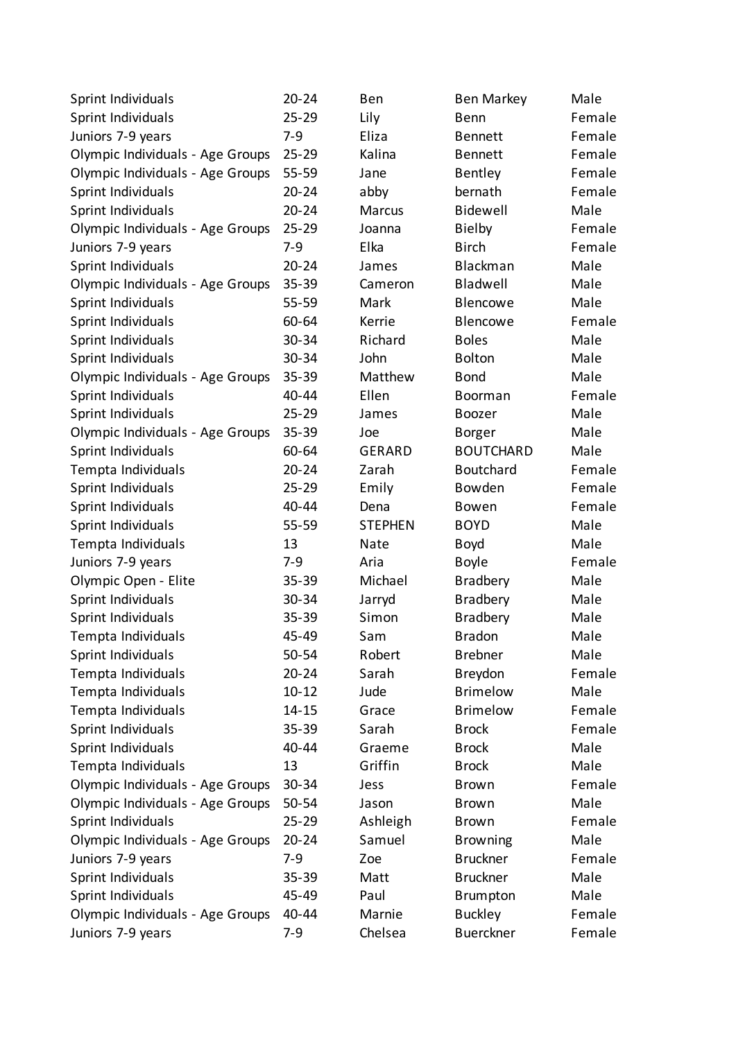| | | | | |
|---|---|---|---|---|
| Sprint Individuals | 20-24 | Ben | Ben Markey | Male |
| Sprint Individuals | 25-29 | Lily | Benn | Female |
| Juniors 7-9 years | 7-9 | Eliza | Bennett | Female |
| Olympic Individuals - Age Groups | 25-29 | Kalina | Bennett | Female |
| Olympic Individuals - Age Groups | 55-59 | Jane | Bentley | Female |
| Sprint Individuals | 20-24 | abby | bernath | Female |
| Sprint Individuals | 20-24 | Marcus | Bidewell | Male |
| Olympic Individuals - Age Groups | 25-29 | Joanna | Bielby | Female |
| Juniors 7-9 years | 7-9 | Elka | Birch | Female |
| Sprint Individuals | 20-24 | James | Blackman | Male |
| Olympic Individuals - Age Groups | 35-39 | Cameron | Bladwell | Male |
| Sprint Individuals | 55-59 | Mark | Blencowe | Male |
| Sprint Individuals | 60-64 | Kerrie | Blencowe | Female |
| Sprint Individuals | 30-34 | Richard | Boles | Male |
| Sprint Individuals | 30-34 | John | Bolton | Male |
| Olympic Individuals - Age Groups | 35-39 | Matthew | Bond | Male |
| Sprint Individuals | 40-44 | Ellen | Boorman | Female |
| Sprint Individuals | 25-29 | James | Boozer | Male |
| Olympic Individuals - Age Groups | 35-39 | Joe | Borger | Male |
| Sprint Individuals | 60-64 | GERARD | BOUTCHARD | Male |
| Tempta Individuals | 20-24 | Zarah | Boutchard | Female |
| Sprint Individuals | 25-29 | Emily | Bowden | Female |
| Sprint Individuals | 40-44 | Dena | Bowen | Female |
| Sprint Individuals | 55-59 | STEPHEN | BOYD | Male |
| Tempta Individuals | 13 | Nate | Boyd | Male |
| Juniors 7-9 years | 7-9 | Aria | Boyle | Female |
| Olympic Open - Elite | 35-39 | Michael | Bradbery | Male |
| Sprint Individuals | 30-34 | Jarryd | Bradbery | Male |
| Sprint Individuals | 35-39 | Simon | Bradbery | Male |
| Tempta Individuals | 45-49 | Sam | Bradon | Male |
| Sprint Individuals | 50-54 | Robert | Brebner | Male |
| Tempta Individuals | 20-24 | Sarah | Breydon | Female |
| Tempta Individuals | 10-12 | Jude | Brimelow | Male |
| Tempta Individuals | 14-15 | Grace | Brimelow | Female |
| Sprint Individuals | 35-39 | Sarah | Brock | Female |
| Sprint Individuals | 40-44 | Graeme | Brock | Male |
| Tempta Individuals | 13 | Griffin | Brock | Male |
| Olympic Individuals - Age Groups | 30-34 | Jess | Brown | Female |
| Olympic Individuals - Age Groups | 50-54 | Jason | Brown | Male |
| Sprint Individuals | 25-29 | Ashleigh | Brown | Female |
| Olympic Individuals - Age Groups | 20-24 | Samuel | Browning | Male |
| Juniors 7-9 years | 7-9 | Zoe | Bruckner | Female |
| Sprint Individuals | 35-39 | Matt | Bruckner | Male |
| Sprint Individuals | 45-49 | Paul | Brumpton | Male |
| Olympic Individuals - Age Groups | 40-44 | Marnie | Buckley | Female |
| Juniors 7-9 years | 7-9 | Chelsea | Buerckner | Female |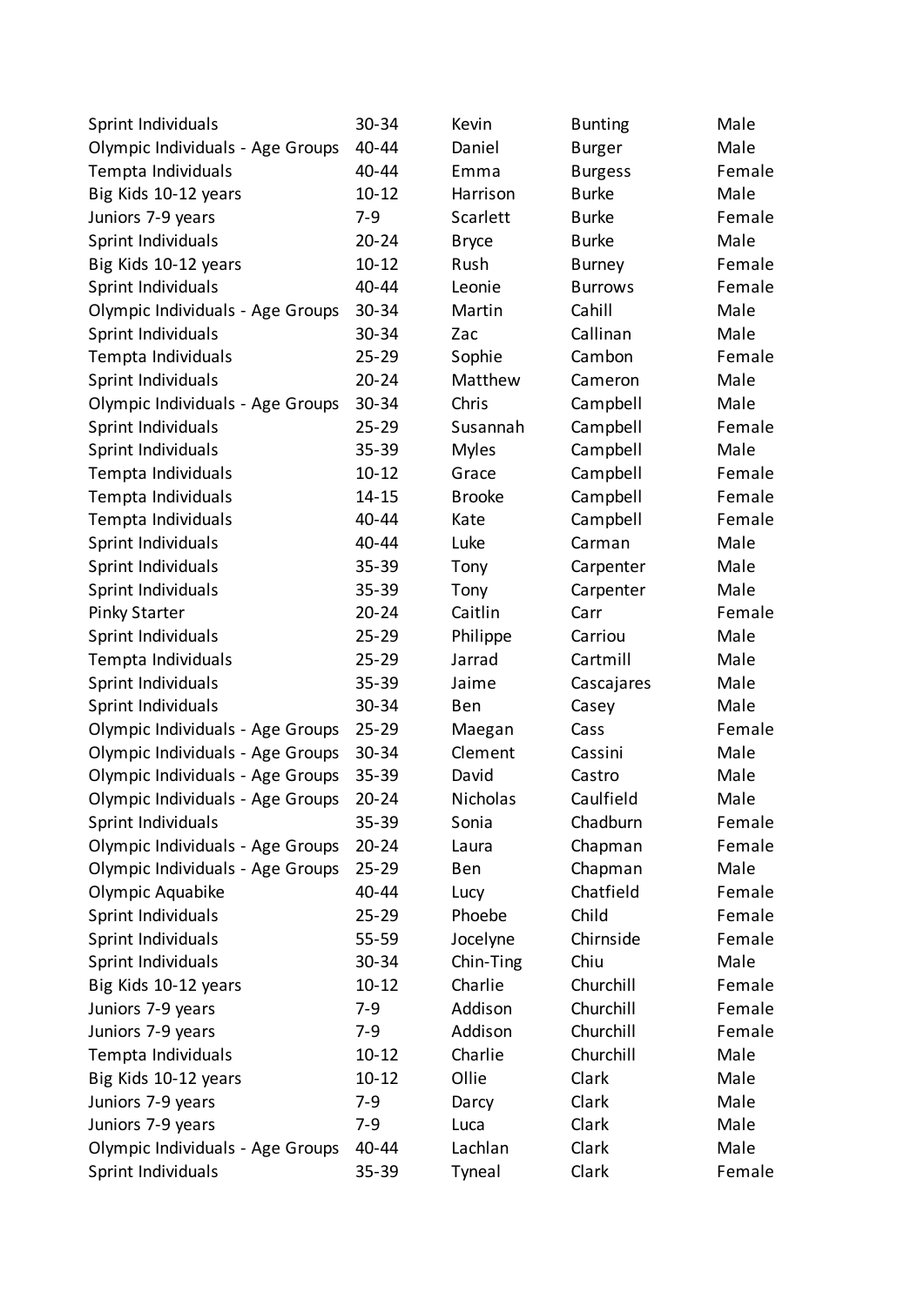| Sprint Individuals | 30-34 | Kevin | Bunting | Male |
|---|---|---|---|---|
| Olympic Individuals - Age Groups | 40-44 | Daniel | Burger | Male |
| Tempta Individuals | 40-44 | Emma | Burgess | Female |
| Big Kids 10-12 years | 10-12 | Harrison | Burke | Male |
| Juniors 7-9 years | 7-9 | Scarlett | Burke | Female |
| Sprint Individuals | 20-24 | Bryce | Burke | Male |
| Big Kids 10-12 years | 10-12 | Rush | Burney | Female |
| Sprint Individuals | 40-44 | Leonie | Burrows | Female |
| Olympic Individuals - Age Groups | 30-34 | Martin | Cahill | Male |
| Sprint Individuals | 30-34 | Zac | Callinan | Male |
| Tempta Individuals | 25-29 | Sophie | Cambon | Female |
| Sprint Individuals | 20-24 | Matthew | Cameron | Male |
| Olympic Individuals - Age Groups | 30-34 | Chris | Campbell | Male |
| Sprint Individuals | 25-29 | Susannah | Campbell | Female |
| Sprint Individuals | 35-39 | Myles | Campbell | Male |
| Tempta Individuals | 10-12 | Grace | Campbell | Female |
| Tempta Individuals | 14-15 | Brooke | Campbell | Female |
| Tempta Individuals | 40-44 | Kate | Campbell | Female |
| Sprint Individuals | 40-44 | Luke | Carman | Male |
| Sprint Individuals | 35-39 | Tony | Carpenter | Male |
| Sprint Individuals | 35-39 | Tony | Carpenter | Male |
| Pinky Starter | 20-24 | Caitlin | Carr | Female |
| Sprint Individuals | 25-29 | Philippe | Carriou | Male |
| Tempta Individuals | 25-29 | Jarrad | Cartmill | Male |
| Sprint Individuals | 35-39 | Jaime | Cascajares | Male |
| Sprint Individuals | 30-34 | Ben | Casey | Male |
| Olympic Individuals - Age Groups | 25-29 | Maegan | Cass | Female |
| Olympic Individuals - Age Groups | 30-34 | Clement | Cassini | Male |
| Olympic Individuals - Age Groups | 35-39 | David | Castro | Male |
| Olympic Individuals - Age Groups | 20-24 | Nicholas | Caulfield | Male |
| Sprint Individuals | 35-39 | Sonia | Chadburn | Female |
| Olympic Individuals - Age Groups | 20-24 | Laura | Chapman | Female |
| Olympic Individuals - Age Groups | 25-29 | Ben | Chapman | Male |
| Olympic Aquabike | 40-44 | Lucy | Chatfield | Female |
| Sprint Individuals | 25-29 | Phoebe | Child | Female |
| Sprint Individuals | 55-59 | Jocelyne | Chirnside | Female |
| Sprint Individuals | 30-34 | Chin-Ting | Chiu | Male |
| Big Kids 10-12 years | 10-12 | Charlie | Churchill | Female |
| Juniors 7-9 years | 7-9 | Addison | Churchill | Female |
| Juniors 7-9 years | 7-9 | Addison | Churchill | Female |
| Tempta Individuals | 10-12 | Charlie | Churchill | Male |
| Big Kids 10-12 years | 10-12 | Ollie | Clark | Male |
| Juniors 7-9 years | 7-9 | Darcy | Clark | Male |
| Juniors 7-9 years | 7-9 | Luca | Clark | Male |
| Olympic Individuals - Age Groups | 40-44 | Lachlan | Clark | Male |
| Sprint Individuals | 35-39 | Tyneal | Clark | Female |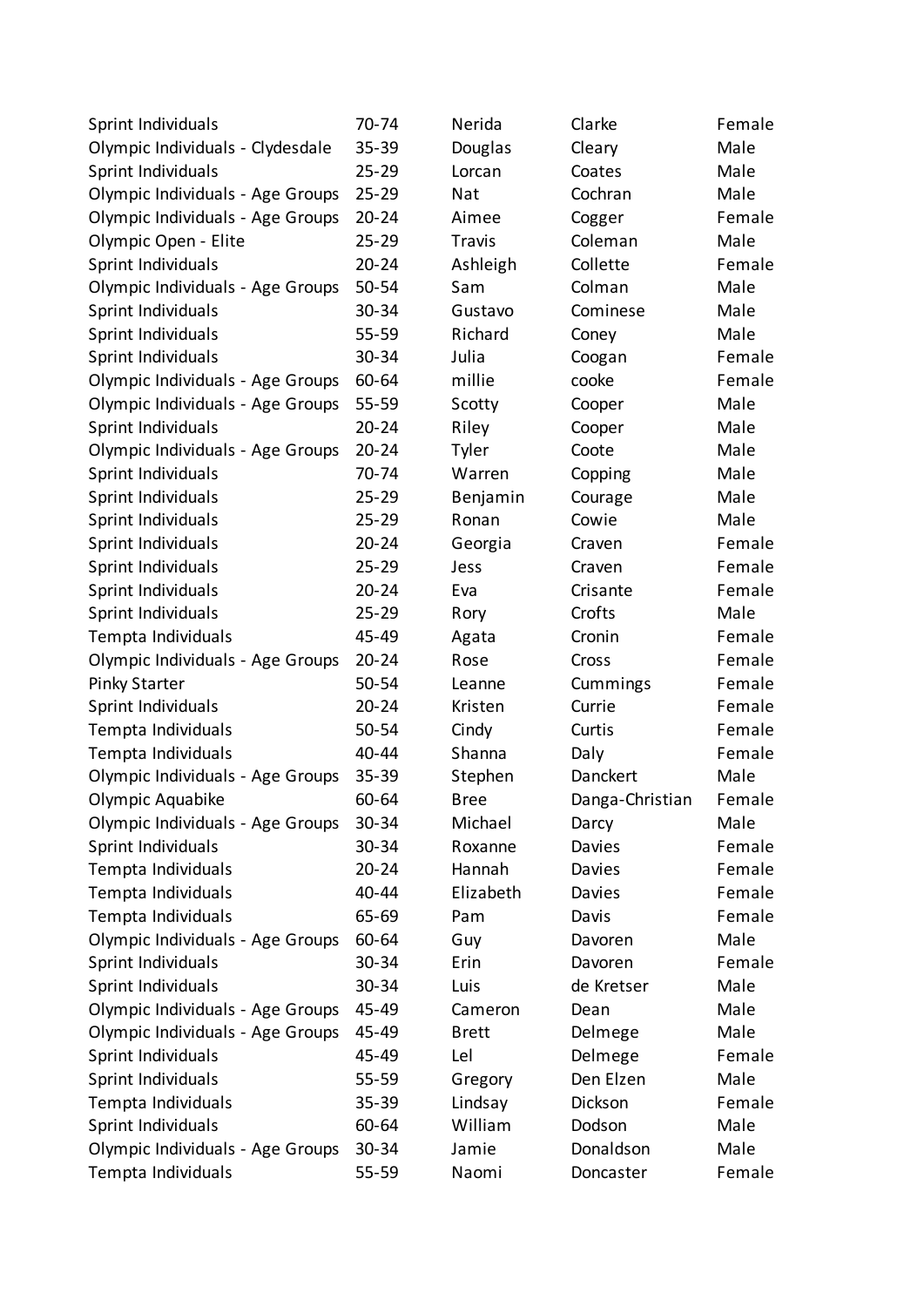| Sprint Individuals | 70-74 | Nerida | Clarke | Female |
|---|---|---|---|---|
| Olympic Individuals - Clydesdale | 35-39 | Douglas | Cleary | Male |
| Sprint Individuals | 25-29 | Lorcan | Coates | Male |
| Olympic Individuals - Age Groups | 25-29 | Nat | Cochran | Male |
| Olympic Individuals - Age Groups | 20-24 | Aimee | Cogger | Female |
| Olympic Open - Elite | 25-29 | Travis | Coleman | Male |
| Sprint Individuals | 20-24 | Ashleigh | Collette | Female |
| Olympic Individuals - Age Groups | 50-54 | Sam | Colman | Male |
| Sprint Individuals | 30-34 | Gustavo | Cominese | Male |
| Sprint Individuals | 55-59 | Richard | Coney | Male |
| Sprint Individuals | 30-34 | Julia | Coogan | Female |
| Olympic Individuals - Age Groups | 60-64 | millie | cooke | Female |
| Olympic Individuals - Age Groups | 55-59 | Scotty | Cooper | Male |
| Sprint Individuals | 20-24 | Riley | Cooper | Male |
| Olympic Individuals - Age Groups | 20-24 | Tyler | Coote | Male |
| Sprint Individuals | 70-74 | Warren | Copping | Male |
| Sprint Individuals | 25-29 | Benjamin | Courage | Male |
| Sprint Individuals | 25-29 | Ronan | Cowie | Male |
| Sprint Individuals | 20-24 | Georgia | Craven | Female |
| Sprint Individuals | 25-29 | Jess | Craven | Female |
| Sprint Individuals | 20-24 | Eva | Crisante | Female |
| Sprint Individuals | 25-29 | Rory | Crofts | Male |
| Tempta Individuals | 45-49 | Agata | Cronin | Female |
| Olympic Individuals - Age Groups | 20-24 | Rose | Cross | Female |
| Pinky Starter | 50-54 | Leanne | Cummings | Female |
| Sprint Individuals | 20-24 | Kristen | Currie | Female |
| Tempta Individuals | 50-54 | Cindy | Curtis | Female |
| Tempta Individuals | 40-44 | Shanna | Daly | Female |
| Olympic Individuals - Age Groups | 35-39 | Stephen | Danckert | Male |
| Olympic Aquabike | 60-64 | Bree | Danga-Christian | Female |
| Olympic Individuals - Age Groups | 30-34 | Michael | Darcy | Male |
| Sprint Individuals | 30-34 | Roxanne | Davies | Female |
| Tempta Individuals | 20-24 | Hannah | Davies | Female |
| Tempta Individuals | 40-44 | Elizabeth | Davies | Female |
| Tempta Individuals | 65-69 | Pam | Davis | Female |
| Olympic Individuals - Age Groups | 60-64 | Guy | Davoren | Male |
| Sprint Individuals | 30-34 | Erin | Davoren | Female |
| Sprint Individuals | 30-34 | Luis | de Kretser | Male |
| Olympic Individuals - Age Groups | 45-49 | Cameron | Dean | Male |
| Olympic Individuals - Age Groups | 45-49 | Brett | Delmege | Male |
| Sprint Individuals | 45-49 | Lel | Delmege | Female |
| Sprint Individuals | 55-59 | Gregory | Den Elzen | Male |
| Tempta Individuals | 35-39 | Lindsay | Dickson | Female |
| Sprint Individuals | 60-64 | William | Dodson | Male |
| Olympic Individuals - Age Groups | 30-34 | Jamie | Donaldson | Male |
| Tempta Individuals | 55-59 | Naomi | Doncaster | Female |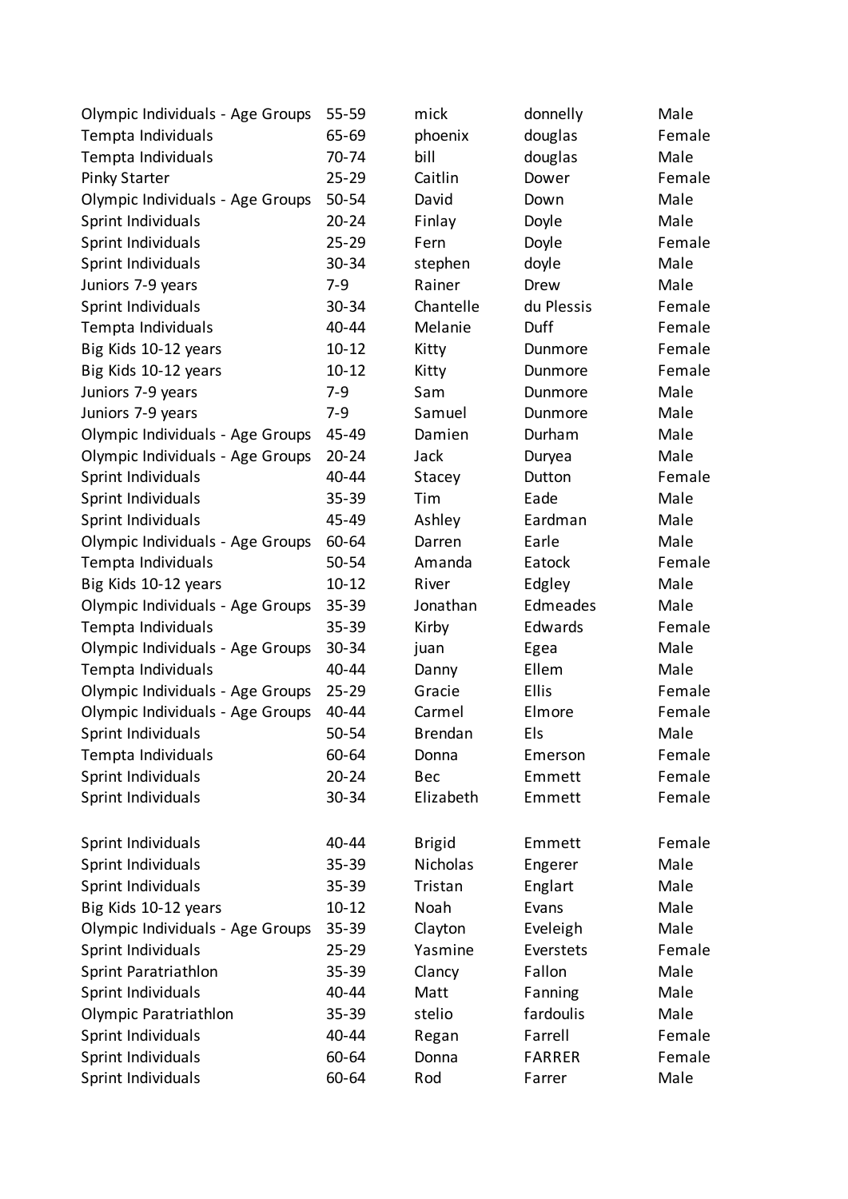| | | | | |
|---|---|---|---|---|
| Olympic Individuals - Age Groups | 55-59 | mick | donnelly | Male |
| Tempta Individuals | 65-69 | phoenix | douglas | Female |
| Tempta Individuals | 70-74 | bill | douglas | Male |
| Pinky Starter | 25-29 | Caitlin | Dower | Female |
| Olympic Individuals - Age Groups | 50-54 | David | Down | Male |
| Sprint Individuals | 20-24 | Finlay | Doyle | Male |
| Sprint Individuals | 25-29 | Fern | Doyle | Female |
| Sprint Individuals | 30-34 | stephen | doyle | Male |
| Juniors 7-9 years | 7-9 | Rainer | Drew | Male |
| Sprint Individuals | 30-34 | Chantelle | du Plessis | Female |
| Tempta Individuals | 40-44 | Melanie | Duff | Female |
| Big Kids 10-12 years | 10-12 | Kitty | Dunmore | Female |
| Big Kids 10-12 years | 10-12 | Kitty | Dunmore | Female |
| Juniors 7-9 years | 7-9 | Sam | Dunmore | Male |
| Juniors 7-9 years | 7-9 | Samuel | Dunmore | Male |
| Olympic Individuals - Age Groups | 45-49 | Damien | Durham | Male |
| Olympic Individuals - Age Groups | 20-24 | Jack | Duryea | Male |
| Sprint Individuals | 40-44 | Stacey | Dutton | Female |
| Sprint Individuals | 35-39 | Tim | Eade | Male |
| Sprint Individuals | 45-49 | Ashley | Eardman | Male |
| Olympic Individuals - Age Groups | 60-64 | Darren | Earle | Male |
| Tempta Individuals | 50-54 | Amanda | Eatock | Female |
| Big Kids 10-12 years | 10-12 | River | Edgley | Male |
| Olympic Individuals - Age Groups | 35-39 | Jonathan | Edmeades | Male |
| Tempta Individuals | 35-39 | Kirby | Edwards | Female |
| Olympic Individuals - Age Groups | 30-34 | juan | Egea | Male |
| Tempta Individuals | 40-44 | Danny | Ellem | Male |
| Olympic Individuals - Age Groups | 25-29 | Gracie | Ellis | Female |
| Olympic Individuals - Age Groups | 40-44 | Carmel | Elmore | Female |
| Sprint Individuals | 50-54 | Brendan | Els | Male |
| Tempta Individuals | 60-64 | Donna | Emerson | Female |
| Sprint Individuals | 20-24 | Bec | Emmett | Female |
| Sprint Individuals | 30-34 | Elizabeth | Emmett | Female |
| Sprint Individuals | 40-44 | Brigid | Emmett | Female |
| Sprint Individuals | 35-39 | Nicholas | Engerer | Male |
| Sprint Individuals | 35-39 | Tristan | Englart | Male |
| Big Kids 10-12 years | 10-12 | Noah | Evans | Male |
| Olympic Individuals - Age Groups | 35-39 | Clayton | Eveleigh | Male |
| Sprint Individuals | 25-29 | Yasmine | Everstets | Female |
| Sprint Paratriathlon | 35-39 | Clancy | Fallon | Male |
| Sprint Individuals | 40-44 | Matt | Fanning | Male |
| Olympic Paratriathlon | 35-39 | stelio | fardoulis | Male |
| Sprint Individuals | 40-44 | Regan | Farrell | Female |
| Sprint Individuals | 60-64 | Donna | FARRER | Female |
| Sprint Individuals | 60-64 | Rod | Farrer | Male |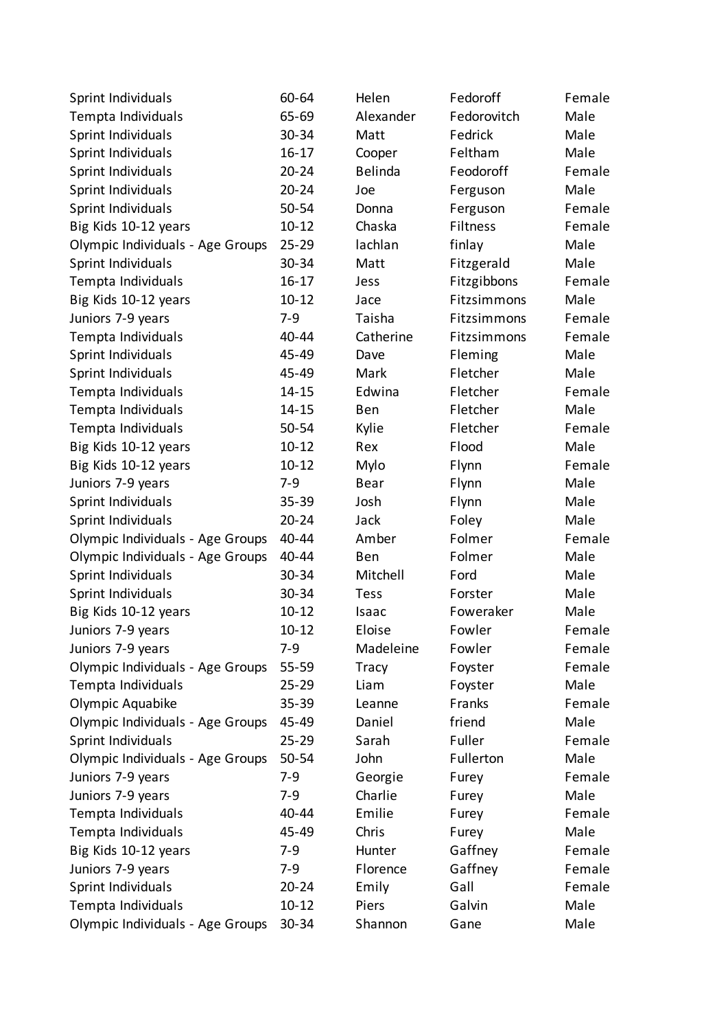| Sprint Individuals | 60-64 | Helen | Fedoroff | Female |
|---|---|---|---|---|
| Tempta Individuals | 65-69 | Alexander | Fedorovitch | Male |
| Sprint Individuals | 30-34 | Matt | Fedrick | Male |
| Sprint Individuals | 16-17 | Cooper | Feltham | Male |
| Sprint Individuals | 20-24 | Belinda | Feodoroff | Female |
| Sprint Individuals | 20-24 | Joe | Ferguson | Male |
| Sprint Individuals | 50-54 | Donna | Ferguson | Female |
| Big Kids 10-12 years | 10-12 | Chaska | Filtness | Female |
| Olympic Individuals - Age Groups | 25-29 | lachlan | finlay | Male |
| Sprint Individuals | 30-34 | Matt | Fitzgerald | Male |
| Tempta Individuals | 16-17 | Jess | Fitzgibbons | Female |
| Big Kids 10-12 years | 10-12 | Jace | Fitzsimmons | Male |
| Juniors 7-9 years | 7-9 | Taisha | Fitzsimmons | Female |
| Tempta Individuals | 40-44 | Catherine | Fitzsimmons | Female |
| Sprint Individuals | 45-49 | Dave | Fleming | Male |
| Sprint Individuals | 45-49 | Mark | Fletcher | Male |
| Tempta Individuals | 14-15 | Edwina | Fletcher | Female |
| Tempta Individuals | 14-15 | Ben | Fletcher | Male |
| Tempta Individuals | 50-54 | Kylie | Fletcher | Female |
| Big Kids 10-12 years | 10-12 | Rex | Flood | Male |
| Big Kids 10-12 years | 10-12 | Mylo | Flynn | Female |
| Juniors 7-9 years | 7-9 | Bear | Flynn | Male |
| Sprint Individuals | 35-39 | Josh | Flynn | Male |
| Sprint Individuals | 20-24 | Jack | Foley | Male |
| Olympic Individuals - Age Groups | 40-44 | Amber | Folmer | Female |
| Olympic Individuals - Age Groups | 40-44 | Ben | Folmer | Male |
| Sprint Individuals | 30-34 | Mitchell | Ford | Male |
| Sprint Individuals | 30-34 | Tess | Forster | Male |
| Big Kids 10-12 years | 10-12 | Isaac | Foweraker | Male |
| Juniors 7-9 years | 10-12 | Eloise | Fowler | Female |
| Juniors 7-9 years | 7-9 | Madeleine | Fowler | Female |
| Olympic Individuals - Age Groups | 55-59 | Tracy | Foyster | Female |
| Tempta Individuals | 25-29 | Liam | Foyster | Male |
| Olympic Aquabike | 35-39 | Leanne | Franks | Female |
| Olympic Individuals - Age Groups | 45-49 | Daniel | friend | Male |
| Sprint Individuals | 25-29 | Sarah | Fuller | Female |
| Olympic Individuals - Age Groups | 50-54 | John | Fullerton | Male |
| Juniors 7-9 years | 7-9 | Georgie | Furey | Female |
| Juniors 7-9 years | 7-9 | Charlie | Furey | Male |
| Tempta Individuals | 40-44 | Emilie | Furey | Female |
| Tempta Individuals | 45-49 | Chris | Furey | Male |
| Big Kids 10-12 years | 7-9 | Hunter | Gaffney | Female |
| Juniors 7-9 years | 7-9 | Florence | Gaffney | Female |
| Sprint Individuals | 20-24 | Emily | Gall | Female |
| Tempta Individuals | 10-12 | Piers | Galvin | Male |
| Olympic Individuals - Age Groups | 30-34 | Shannon | Gane | Male |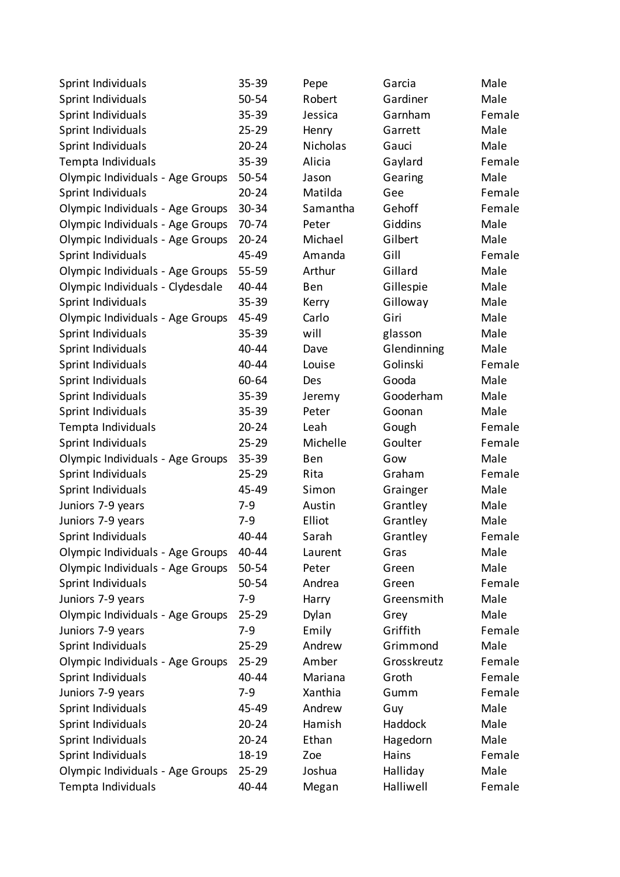| | | | | |
|---|---|---|---|---|
| Sprint Individuals | 35-39 | Pepe | Garcia | Male |
| Sprint Individuals | 50-54 | Robert | Gardiner | Male |
| Sprint Individuals | 35-39 | Jessica | Garnham | Female |
| Sprint Individuals | 25-29 | Henry | Garrett | Male |
| Sprint Individuals | 20-24 | Nicholas | Gauci | Male |
| Tempta Individuals | 35-39 | Alicia | Gaylard | Female |
| Olympic Individuals - Age Groups | 50-54 | Jason | Gearing | Male |
| Sprint Individuals | 20-24 | Matilda | Gee | Female |
| Olympic Individuals - Age Groups | 30-34 | Samantha | Gehoff | Female |
| Olympic Individuals - Age Groups | 70-74 | Peter | Giddins | Male |
| Olympic Individuals - Age Groups | 20-24 | Michael | Gilbert | Male |
| Sprint Individuals | 45-49 | Amanda | Gill | Female |
| Olympic Individuals - Age Groups | 55-59 | Arthur | Gillard | Male |
| Olympic Individuals - Clydesdale | 40-44 | Ben | Gillespie | Male |
| Sprint Individuals | 35-39 | Kerry | Gilloway | Male |
| Olympic Individuals - Age Groups | 45-49 | Carlo | Giri | Male |
| Sprint Individuals | 35-39 | will | glasson | Male |
| Sprint Individuals | 40-44 | Dave | Glendinning | Male |
| Sprint Individuals | 40-44 | Louise | Golinski | Female |
| Sprint Individuals | 60-64 | Des | Gooda | Male |
| Sprint Individuals | 35-39 | Jeremy | Gooderham | Male |
| Sprint Individuals | 35-39 | Peter | Goonan | Male |
| Tempta Individuals | 20-24 | Leah | Gough | Female |
| Sprint Individuals | 25-29 | Michelle | Goulter | Female |
| Olympic Individuals - Age Groups | 35-39 | Ben | Gow | Male |
| Sprint Individuals | 25-29 | Rita | Graham | Female |
| Sprint Individuals | 45-49 | Simon | Grainger | Male |
| Juniors 7-9 years | 7-9 | Austin | Grantley | Male |
| Juniors 7-9 years | 7-9 | Elliot | Grantley | Male |
| Sprint Individuals | 40-44 | Sarah | Grantley | Female |
| Olympic Individuals - Age Groups | 40-44 | Laurent | Gras | Male |
| Olympic Individuals - Age Groups | 50-54 | Peter | Green | Male |
| Sprint Individuals | 50-54 | Andrea | Green | Female |
| Juniors 7-9 years | 7-9 | Harry | Greensmith | Male |
| Olympic Individuals - Age Groups | 25-29 | Dylan | Grey | Male |
| Juniors 7-9 years | 7-9 | Emily | Griffith | Female |
| Sprint Individuals | 25-29 | Andrew | Grimmond | Male |
| Olympic Individuals - Age Groups | 25-29 | Amber | Grosskreutz | Female |
| Sprint Individuals | 40-44 | Mariana | Groth | Female |
| Juniors 7-9 years | 7-9 | Xanthia | Gumm | Female |
| Sprint Individuals | 45-49 | Andrew | Guy | Male |
| Sprint Individuals | 20-24 | Hamish | Haddock | Male |
| Sprint Individuals | 20-24 | Ethan | Hagedorn | Male |
| Sprint Individuals | 18-19 | Zoe | Hains | Female |
| Olympic Individuals - Age Groups | 25-29 | Joshua | Halliday | Male |
| Tempta Individuals | 40-44 | Megan | Halliwell | Female |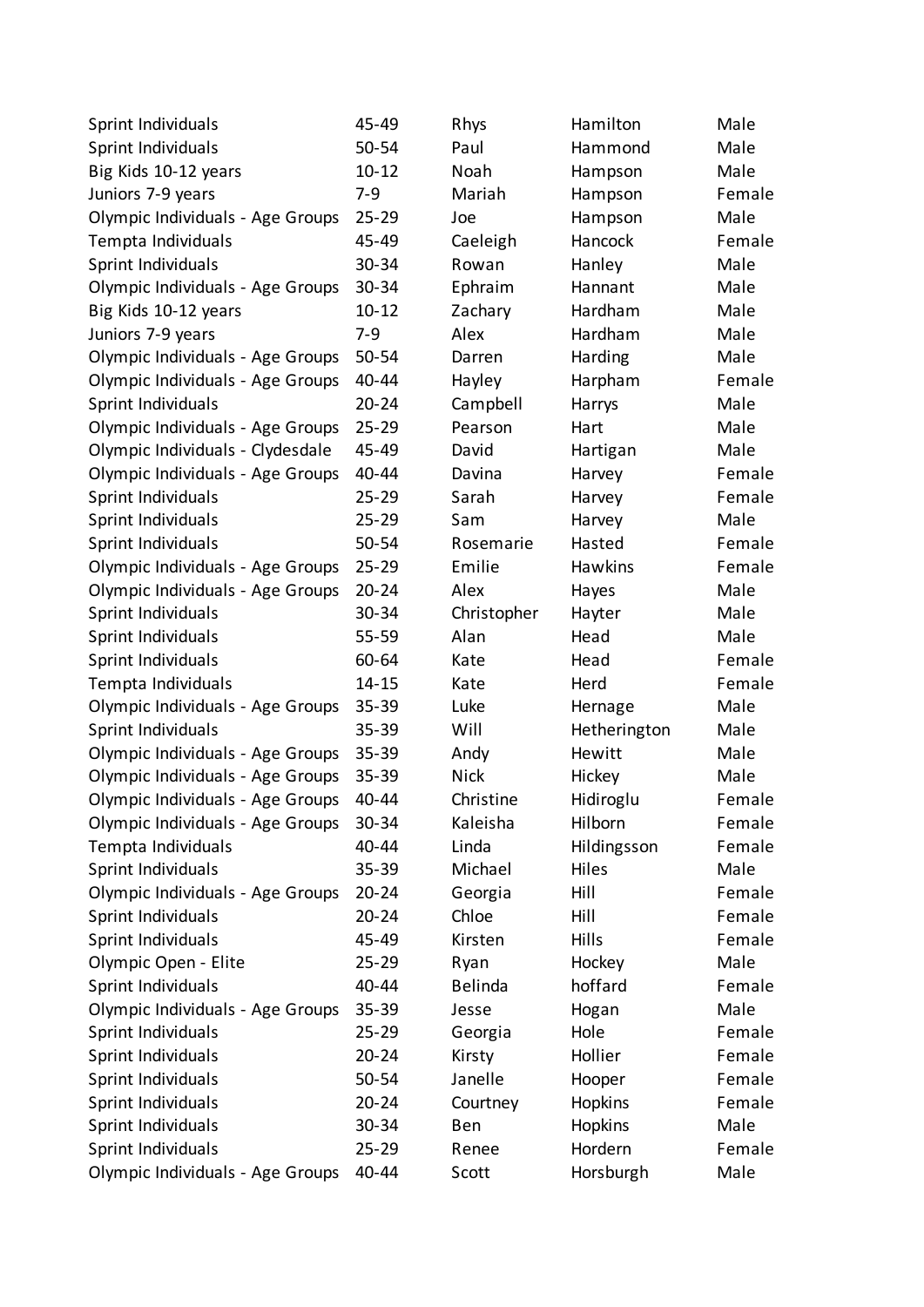| Sprint Individuals | 45-49 | Rhys | Hamilton | Male |
|---|---|---|---|---|
| Sprint Individuals | 50-54 | Paul | Hammond | Male |
| Big Kids 10-12 years | 10-12 | Noah | Hampson | Male |
| Juniors 7-9 years | 7-9 | Mariah | Hampson | Female |
| Olympic Individuals - Age Groups | 25-29 | Joe | Hampson | Male |
| Tempta Individuals | 45-49 | Caeleigh | Hancock | Female |
| Sprint Individuals | 30-34 | Rowan | Hanley | Male |
| Olympic Individuals - Age Groups | 30-34 | Ephraim | Hannant | Male |
| Big Kids 10-12 years | 10-12 | Zachary | Hardham | Male |
| Juniors 7-9 years | 7-9 | Alex | Hardham | Male |
| Olympic Individuals - Age Groups | 50-54 | Darren | Harding | Male |
| Olympic Individuals - Age Groups | 40-44 | Hayley | Harpham | Female |
| Sprint Individuals | 20-24 | Campbell | Harrys | Male |
| Olympic Individuals - Age Groups | 25-29 | Pearson | Hart | Male |
| Olympic Individuals - Clydesdale | 45-49 | David | Hartigan | Male |
| Olympic Individuals - Age Groups | 40-44 | Davina | Harvey | Female |
| Sprint Individuals | 25-29 | Sarah | Harvey | Female |
| Sprint Individuals | 25-29 | Sam | Harvey | Male |
| Sprint Individuals | 50-54 | Rosemarie | Hasted | Female |
| Olympic Individuals - Age Groups | 25-29 | Emilie | Hawkins | Female |
| Olympic Individuals - Age Groups | 20-24 | Alex | Hayes | Male |
| Sprint Individuals | 30-34 | Christopher | Hayter | Male |
| Sprint Individuals | 55-59 | Alan | Head | Male |
| Sprint Individuals | 60-64 | Kate | Head | Female |
| Tempta Individuals | 14-15 | Kate | Herd | Female |
| Olympic Individuals - Age Groups | 35-39 | Luke | Hernage | Male |
| Sprint Individuals | 35-39 | Will | Hetherington | Male |
| Olympic Individuals - Age Groups | 35-39 | Andy | Hewitt | Male |
| Olympic Individuals - Age Groups | 35-39 | Nick | Hickey | Male |
| Olympic Individuals - Age Groups | 40-44 | Christine | Hidiroglu | Female |
| Olympic Individuals - Age Groups | 30-34 | Kaleisha | Hilborn | Female |
| Tempta Individuals | 40-44 | Linda | Hildingsson | Female |
| Sprint Individuals | 35-39 | Michael | Hiles | Male |
| Olympic Individuals - Age Groups | 20-24 | Georgia | Hill | Female |
| Sprint Individuals | 20-24 | Chloe | Hill | Female |
| Sprint Individuals | 45-49 | Kirsten | Hills | Female |
| Olympic Open - Elite | 25-29 | Ryan | Hockey | Male |
| Sprint Individuals | 40-44 | Belinda | hoffard | Female |
| Olympic Individuals - Age Groups | 35-39 | Jesse | Hogan | Male |
| Sprint Individuals | 25-29 | Georgia | Hole | Female |
| Sprint Individuals | 20-24 | Kirsty | Hollier | Female |
| Sprint Individuals | 50-54 | Janelle | Hooper | Female |
| Sprint Individuals | 20-24 | Courtney | Hopkins | Female |
| Sprint Individuals | 30-34 | Ben | Hopkins | Male |
| Sprint Individuals | 25-29 | Renee | Hordern | Female |
| Olympic Individuals - Age Groups | 40-44 | Scott | Horsburgh | Male |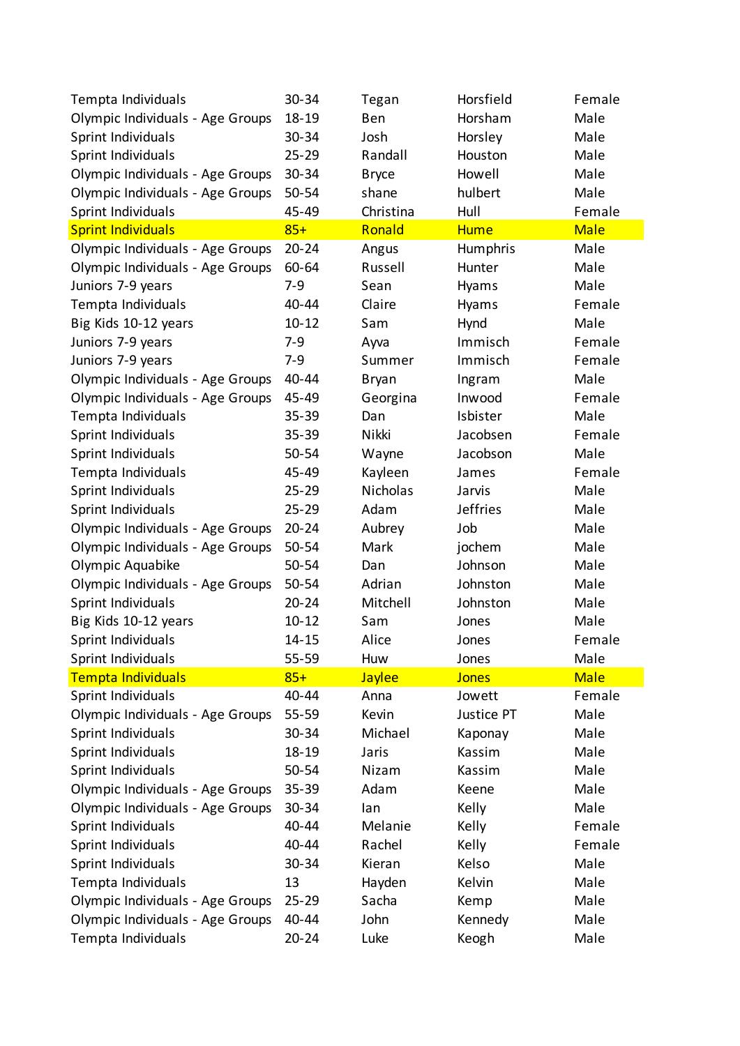| | | | | |
|---|---|---|---|---|
| Tempta Individuals | 30-34 | Tegan | Horsfield | Female |
| Olympic Individuals - Age Groups | 18-19 | Ben | Horsham | Male |
| Sprint Individuals | 30-34 | Josh | Horsley | Male |
| Sprint Individuals | 25-29 | Randall | Houston | Male |
| Olympic Individuals - Age Groups | 30-34 | Bryce | Howell | Male |
| Olympic Individuals - Age Groups | 50-54 | shane | hulbert | Male |
| Sprint Individuals | 45-49 | Christina | Hull | Female |
| Sprint Individuals | 85+ | Ronald | Hume | Male |
| Olympic Individuals - Age Groups | 20-24 | Angus | Humphris | Male |
| Olympic Individuals - Age Groups | 60-64 | Russell | Hunter | Male |
| Juniors 7-9 years | 7-9 | Sean | Hyams | Male |
| Tempta Individuals | 40-44 | Claire | Hyams | Female |
| Big Kids 10-12 years | 10-12 | Sam | Hynd | Male |
| Juniors 7-9 years | 7-9 | Ayva | Immisch | Female |
| Juniors 7-9 years | 7-9 | Summer | Immisch | Female |
| Olympic Individuals - Age Groups | 40-44 | Bryan | Ingram | Male |
| Olympic Individuals - Age Groups | 45-49 | Georgina | Inwood | Female |
| Tempta Individuals | 35-39 | Dan | Isbister | Male |
| Sprint Individuals | 35-39 | Nikki | Jacobsen | Female |
| Sprint Individuals | 50-54 | Wayne | Jacobson | Male |
| Tempta Individuals | 45-49 | Kayleen | James | Female |
| Sprint Individuals | 25-29 | Nicholas | Jarvis | Male |
| Sprint Individuals | 25-29 | Adam | Jeffries | Male |
| Olympic Individuals - Age Groups | 20-24 | Aubrey | Job | Male |
| Olympic Individuals - Age Groups | 50-54 | Mark | jochem | Male |
| Olympic Aquabike | 50-54 | Dan | Johnson | Male |
| Olympic Individuals - Age Groups | 50-54 | Adrian | Johnston | Male |
| Sprint Individuals | 20-24 | Mitchell | Johnston | Male |
| Big Kids 10-12 years | 10-12 | Sam | Jones | Male |
| Sprint Individuals | 14-15 | Alice | Jones | Female |
| Sprint Individuals | 55-59 | Huw | Jones | Male |
| Tempta Individuals | 85+ | Jaylee | Jones | Male |
| Sprint Individuals | 40-44 | Anna | Jowett | Female |
| Olympic Individuals - Age Groups | 55-59 | Kevin | Justice PT | Male |
| Sprint Individuals | 30-34 | Michael | Kaponay | Male |
| Sprint Individuals | 18-19 | Jaris | Kassim | Male |
| Sprint Individuals | 50-54 | Nizam | Kassim | Male |
| Olympic Individuals - Age Groups | 35-39 | Adam | Keene | Male |
| Olympic Individuals - Age Groups | 30-34 | Ian | Kelly | Male |
| Sprint Individuals | 40-44 | Melanie | Kelly | Female |
| Sprint Individuals | 40-44 | Rachel | Kelly | Female |
| Sprint Individuals | 30-34 | Kieran | Kelso | Male |
| Tempta Individuals | 13 | Hayden | Kelvin | Male |
| Olympic Individuals - Age Groups | 25-29 | Sacha | Kemp | Male |
| Olympic Individuals - Age Groups | 40-44 | John | Kennedy | Male |
| Tempta Individuals | 20-24 | Luke | Keogh | Male |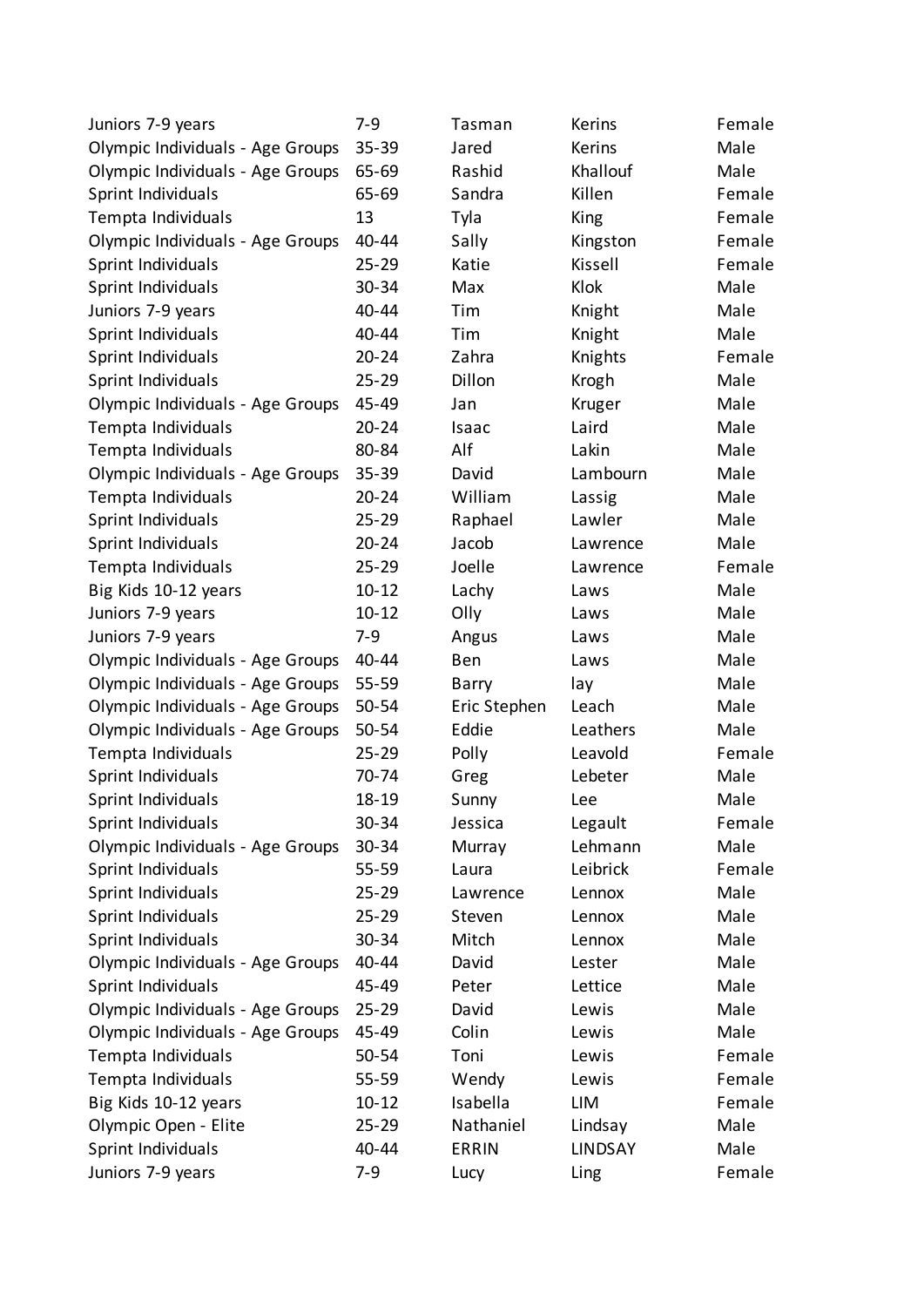| | | | | |
|---|---|---|---|---|
| Juniors 7-9 years | 7-9 | Tasman | Kerins | Female |
| Olympic Individuals - Age Groups | 35-39 | Jared | Kerins | Male |
| Olympic Individuals - Age Groups | 65-69 | Rashid | Khallouf | Male |
| Sprint Individuals | 65-69 | Sandra | Killen | Female |
| Tempta Individuals | 13 | Tyla | King | Female |
| Olympic Individuals - Age Groups | 40-44 | Sally | Kingston | Female |
| Sprint Individuals | 25-29 | Katie | Kissell | Female |
| Sprint Individuals | 30-34 | Max | Klok | Male |
| Juniors 7-9 years | 40-44 | Tim | Knight | Male |
| Sprint Individuals | 40-44 | Tim | Knight | Male |
| Sprint Individuals | 20-24 | Zahra | Knights | Female |
| Sprint Individuals | 25-29 | Dillon | Krogh | Male |
| Olympic Individuals - Age Groups | 45-49 | Jan | Kruger | Male |
| Tempta Individuals | 20-24 | Isaac | Laird | Male |
| Tempta Individuals | 80-84 | Alf | Lakin | Male |
| Olympic Individuals - Age Groups | 35-39 | David | Lambourn | Male |
| Tempta Individuals | 20-24 | William | Lassig | Male |
| Sprint Individuals | 25-29 | Raphael | Lawler | Male |
| Sprint Individuals | 20-24 | Jacob | Lawrence | Male |
| Tempta Individuals | 25-29 | Joelle | Lawrence | Female |
| Big Kids 10-12 years | 10-12 | Lachy | Laws | Male |
| Juniors 7-9 years | 10-12 | Olly | Laws | Male |
| Juniors 7-9 years | 7-9 | Angus | Laws | Male |
| Olympic Individuals - Age Groups | 40-44 | Ben | Laws | Male |
| Olympic Individuals - Age Groups | 55-59 | Barry | lay | Male |
| Olympic Individuals - Age Groups | 50-54 | Eric Stephen | Leach | Male |
| Olympic Individuals - Age Groups | 50-54 | Eddie | Leathers | Male |
| Tempta Individuals | 25-29 | Polly | Leavold | Female |
| Sprint Individuals | 70-74 | Greg | Lebeter | Male |
| Sprint Individuals | 18-19 | Sunny | Lee | Male |
| Sprint Individuals | 30-34 | Jessica | Legault | Female |
| Olympic Individuals - Age Groups | 30-34 | Murray | Lehmann | Male |
| Sprint Individuals | 55-59 | Laura | Leibrick | Female |
| Sprint Individuals | 25-29 | Lawrence | Lennox | Male |
| Sprint Individuals | 25-29 | Steven | Lennox | Male |
| Sprint Individuals | 30-34 | Mitch | Lennox | Male |
| Olympic Individuals - Age Groups | 40-44 | David | Lester | Male |
| Sprint Individuals | 45-49 | Peter | Lettice | Male |
| Olympic Individuals - Age Groups | 25-29 | David | Lewis | Male |
| Olympic Individuals - Age Groups | 45-49 | Colin | Lewis | Male |
| Tempta Individuals | 50-54 | Toni | Lewis | Female |
| Tempta Individuals | 55-59 | Wendy | Lewis | Female |
| Big Kids 10-12 years | 10-12 | Isabella | LIM | Female |
| Olympic Open - Elite | 25-29 | Nathaniel | Lindsay | Male |
| Sprint Individuals | 40-44 | ERRIN | LINDSAY | Male |
| Juniors 7-9 years | 7-9 | Lucy | Ling | Female |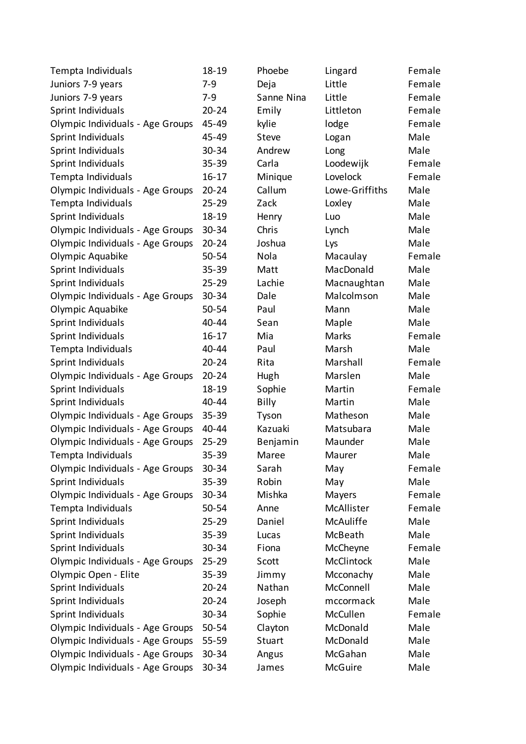| Tempta Individuals | 18-19 | Phoebe | Lingard | Female |
|---|---|---|---|---|
| Juniors 7-9 years | 7-9 | Deja | Little | Female |
| Juniors 7-9 years | 7-9 | Sanne Nina | Little | Female |
| Sprint Individuals | 20-24 | Emily | Littleton | Female |
| Olympic Individuals - Age Groups | 45-49 | kylie | lodge | Female |
| Sprint Individuals | 45-49 | Steve | Logan | Male |
| Sprint Individuals | 30-34 | Andrew | Long | Male |
| Sprint Individuals | 35-39 | Carla | Loodewijk | Female |
| Tempta Individuals | 16-17 | Minique | Lovelock | Female |
| Olympic Individuals - Age Groups | 20-24 | Callum | Lowe-Griffiths | Male |
| Tempta Individuals | 25-29 | Zack | Loxley | Male |
| Sprint Individuals | 18-19 | Henry | Luo | Male |
| Olympic Individuals - Age Groups | 30-34 | Chris | Lynch | Male |
| Olympic Individuals - Age Groups | 20-24 | Joshua | Lys | Male |
| Olympic Aquabike | 50-54 | Nola | Macaulay | Female |
| Sprint Individuals | 35-39 | Matt | MacDonald | Male |
| Sprint Individuals | 25-29 | Lachie | Macnaughtan | Male |
| Olympic Individuals - Age Groups | 30-34 | Dale | Malcolmson | Male |
| Olympic Aquabike | 50-54 | Paul | Mann | Male |
| Sprint Individuals | 40-44 | Sean | Maple | Male |
| Sprint Individuals | 16-17 | Mia | Marks | Female |
| Tempta Individuals | 40-44 | Paul | Marsh | Male |
| Sprint Individuals | 20-24 | Rita | Marshall | Female |
| Olympic Individuals - Age Groups | 20-24 | Hugh | Marslen | Male |
| Sprint Individuals | 18-19 | Sophie | Martin | Female |
| Sprint Individuals | 40-44 | Billy | Martin | Male |
| Olympic Individuals - Age Groups | 35-39 | Tyson | Matheson | Male |
| Olympic Individuals - Age Groups | 40-44 | Kazuaki | Matsubara | Male |
| Olympic Individuals - Age Groups | 25-29 | Benjamin | Maunder | Male |
| Tempta Individuals | 35-39 | Maree | Maurer | Male |
| Olympic Individuals - Age Groups | 30-34 | Sarah | May | Female |
| Sprint Individuals | 35-39 | Robin | May | Male |
| Olympic Individuals - Age Groups | 30-34 | Mishka | Mayers | Female |
| Tempta Individuals | 50-54 | Anne | McAllister | Female |
| Sprint Individuals | 25-29 | Daniel | McAuliffe | Male |
| Sprint Individuals | 35-39 | Lucas | McBeath | Male |
| Sprint Individuals | 30-34 | Fiona | McCheyne | Female |
| Olympic Individuals - Age Groups | 25-29 | Scott | McClintock | Male |
| Olympic Open - Elite | 35-39 | Jimmy | Mcconachy | Male |
| Sprint Individuals | 20-24 | Nathan | McConnell | Male |
| Sprint Individuals | 20-24 | Joseph | mccormack | Male |
| Sprint Individuals | 30-34 | Sophie | McCullen | Female |
| Olympic Individuals - Age Groups | 50-54 | Clayton | McDonald | Male |
| Olympic Individuals - Age Groups | 55-59 | Stuart | McDonald | Male |
| Olympic Individuals - Age Groups | 30-34 | Angus | McGahan | Male |
| Olympic Individuals - Age Groups | 30-34 | James | McGuire | Male |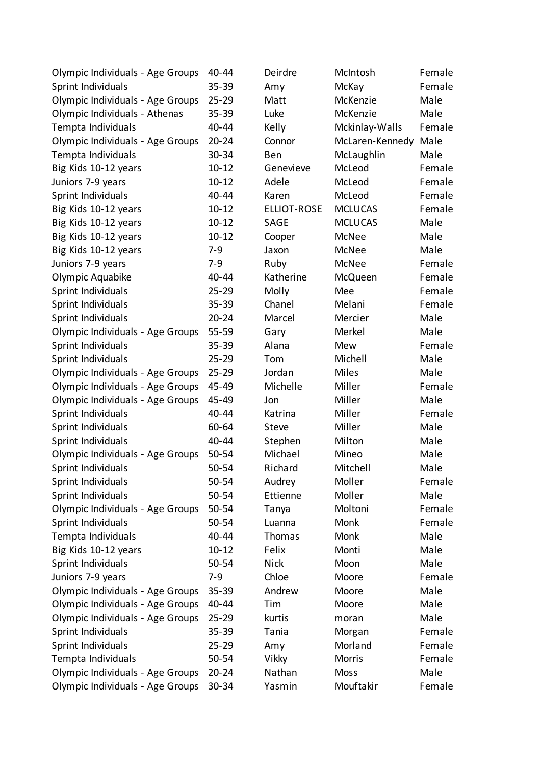| Olympic Individuals - Age Groups | 40-44 | Deirdre | McIntosh | Female |
|---|---|---|---|---|
| Sprint Individuals | 35-39 | Amy | McKay | Female |
| Olympic Individuals - Age Groups | 25-29 | Matt | McKenzie | Male |
| Olympic Individuals - Athenas | 35-39 | Luke | McKenzie | Male |
| Tempta Individuals | 40-44 | Kelly | Mckinlay-Walls | Female |
| Olympic Individuals - Age Groups | 20-24 | Connor | McLaren-Kennedy | Male |
| Tempta Individuals | 30-34 | Ben | McLaughlin | Male |
| Big Kids 10-12 years | 10-12 | Genevieve | McLeod | Female |
| Juniors 7-9 years | 10-12 | Adele | McLeod | Female |
| Sprint Individuals | 40-44 | Karen | McLeod | Female |
| Big Kids 10-12 years | 10-12 | ELLIOT-ROSE | MCLUCAS | Female |
| Big Kids 10-12 years | 10-12 | SAGE | MCLUCAS | Male |
| Big Kids 10-12 years | 10-12 | Cooper | McNee | Male |
| Big Kids 10-12 years | 7-9 | Jaxon | McNee | Male |
| Juniors 7-9 years | 7-9 | Ruby | McNee | Female |
| Olympic Aquabike | 40-44 | Katherine | McQueen | Female |
| Sprint Individuals | 25-29 | Molly | Mee | Female |
| Sprint Individuals | 35-39 | Chanel | Melani | Female |
| Sprint Individuals | 20-24 | Marcel | Mercier | Male |
| Olympic Individuals - Age Groups | 55-59 | Gary | Merkel | Male |
| Sprint Individuals | 35-39 | Alana | Mew | Female |
| Sprint Individuals | 25-29 | Tom | Michell | Male |
| Olympic Individuals - Age Groups | 25-29 | Jordan | Miles | Male |
| Olympic Individuals - Age Groups | 45-49 | Michelle | Miller | Female |
| Olympic Individuals - Age Groups | 45-49 | Jon | Miller | Male |
| Sprint Individuals | 40-44 | Katrina | Miller | Female |
| Sprint Individuals | 60-64 | Steve | Miller | Male |
| Sprint Individuals | 40-44 | Stephen | Milton | Male |
| Olympic Individuals - Age Groups | 50-54 | Michael | Mineo | Male |
| Sprint Individuals | 50-54 | Richard | Mitchell | Male |
| Sprint Individuals | 50-54 | Audrey | Moller | Female |
| Sprint Individuals | 50-54 | Ettienne | Moller | Male |
| Olympic Individuals - Age Groups | 50-54 | Tanya | Moltoni | Female |
| Sprint Individuals | 50-54 | Luanna | Monk | Female |
| Tempta Individuals | 40-44 | Thomas | Monk | Male |
| Big Kids 10-12 years | 10-12 | Felix | Monti | Male |
| Sprint Individuals | 50-54 | Nick | Moon | Male |
| Juniors 7-9 years | 7-9 | Chloe | Moore | Female |
| Olympic Individuals - Age Groups | 35-39 | Andrew | Moore | Male |
| Olympic Individuals - Age Groups | 40-44 | Tim | Moore | Male |
| Olympic Individuals - Age Groups | 25-29 | kurtis | moran | Male |
| Sprint Individuals | 35-39 | Tania | Morgan | Female |
| Sprint Individuals | 25-29 | Amy | Morland | Female |
| Tempta Individuals | 50-54 | Vikky | Morris | Female |
| Olympic Individuals - Age Groups | 20-24 | Nathan | Moss | Male |
| Olympic Individuals - Age Groups | 30-34 | Yasmin | Mouftakir | Female |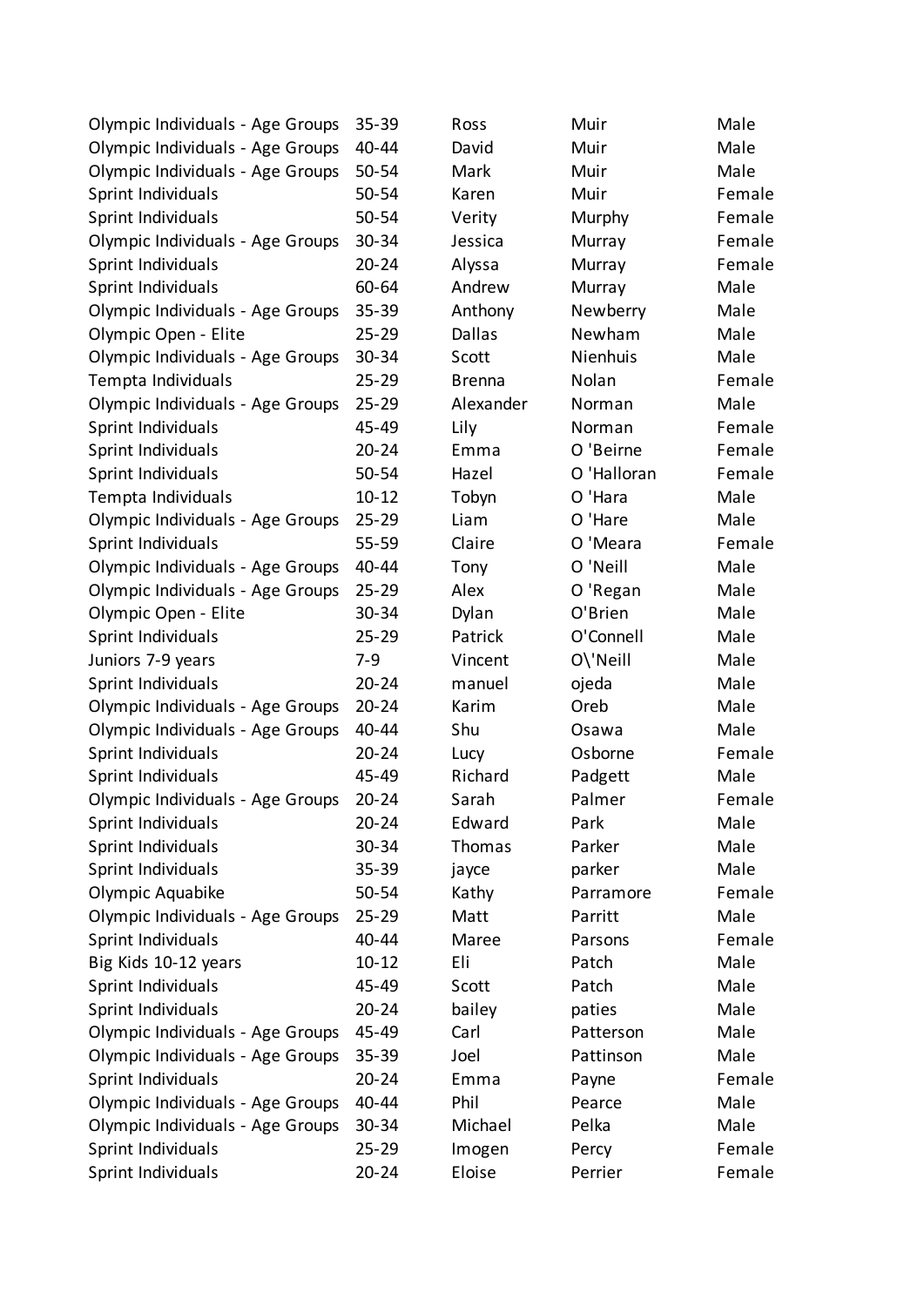| | | | | |
|---|---|---|---|---|
| Olympic Individuals - Age Groups | 35-39 | Ross | Muir | Male |
| Olympic Individuals - Age Groups | 40-44 | David | Muir | Male |
| Olympic Individuals - Age Groups | 50-54 | Mark | Muir | Male |
| Sprint Individuals | 50-54 | Karen | Muir | Female |
| Sprint Individuals | 50-54 | Verity | Murphy | Female |
| Olympic Individuals - Age Groups | 30-34 | Jessica | Murray | Female |
| Sprint Individuals | 20-24 | Alyssa | Murray | Female |
| Sprint Individuals | 60-64 | Andrew | Murray | Male |
| Olympic Individuals - Age Groups | 35-39 | Anthony | Newberry | Male |
| Olympic Open - Elite | 25-29 | Dallas | Newham | Male |
| Olympic Individuals - Age Groups | 30-34 | Scott | Nienhuis | Male |
| Tempta Individuals | 25-29 | Brenna | Nolan | Female |
| Olympic Individuals - Age Groups | 25-29 | Alexander | Norman | Male |
| Sprint Individuals | 45-49 | Lily | Norman | Female |
| Sprint Individuals | 20-24 | Emma | O 'Beirne | Female |
| Sprint Individuals | 50-54 | Hazel | O 'Halloran | Female |
| Tempta Individuals | 10-12 | Tobyn | O 'Hara | Male |
| Olympic Individuals - Age Groups | 25-29 | Liam | O 'Hare | Male |
| Sprint Individuals | 55-59 | Claire | O 'Meara | Female |
| Olympic Individuals - Age Groups | 40-44 | Tony | O 'Neill | Male |
| Olympic Individuals - Age Groups | 25-29 | Alex | O 'Regan | Male |
| Olympic Open - Elite | 30-34 | Dylan | O'Brien | Male |
| Sprint Individuals | 25-29 | Patrick | O'Connell | Male |
| Juniors 7-9 years | 7-9 | Vincent | O\'Neill | Male |
| Sprint Individuals | 20-24 | manuel | ojeda | Male |
| Olympic Individuals - Age Groups | 20-24 | Karim | Oreb | Male |
| Olympic Individuals - Age Groups | 40-44 | Shu | Osawa | Male |
| Sprint Individuals | 20-24 | Lucy | Osborne | Female |
| Sprint Individuals | 45-49 | Richard | Padgett | Male |
| Olympic Individuals - Age Groups | 20-24 | Sarah | Palmer | Female |
| Sprint Individuals | 20-24 | Edward | Park | Male |
| Sprint Individuals | 30-34 | Thomas | Parker | Male |
| Sprint Individuals | 35-39 | jayce | parker | Male |
| Olympic Aquabike | 50-54 | Kathy | Parramore | Female |
| Olympic Individuals - Age Groups | 25-29 | Matt | Parritt | Male |
| Sprint Individuals | 40-44 | Maree | Parsons | Female |
| Big Kids 10-12 years | 10-12 | Eli | Patch | Male |
| Sprint Individuals | 45-49 | Scott | Patch | Male |
| Sprint Individuals | 20-24 | bailey | paties | Male |
| Olympic Individuals - Age Groups | 45-49 | Carl | Patterson | Male |
| Olympic Individuals - Age Groups | 35-39 | Joel | Pattinson | Male |
| Sprint Individuals | 20-24 | Emma | Payne | Female |
| Olympic Individuals - Age Groups | 40-44 | Phil | Pearce | Male |
| Olympic Individuals - Age Groups | 30-34 | Michael | Pelka | Male |
| Sprint Individuals | 25-29 | Imogen | Percy | Female |
| Sprint Individuals | 20-24 | Eloise | Perrier | Female |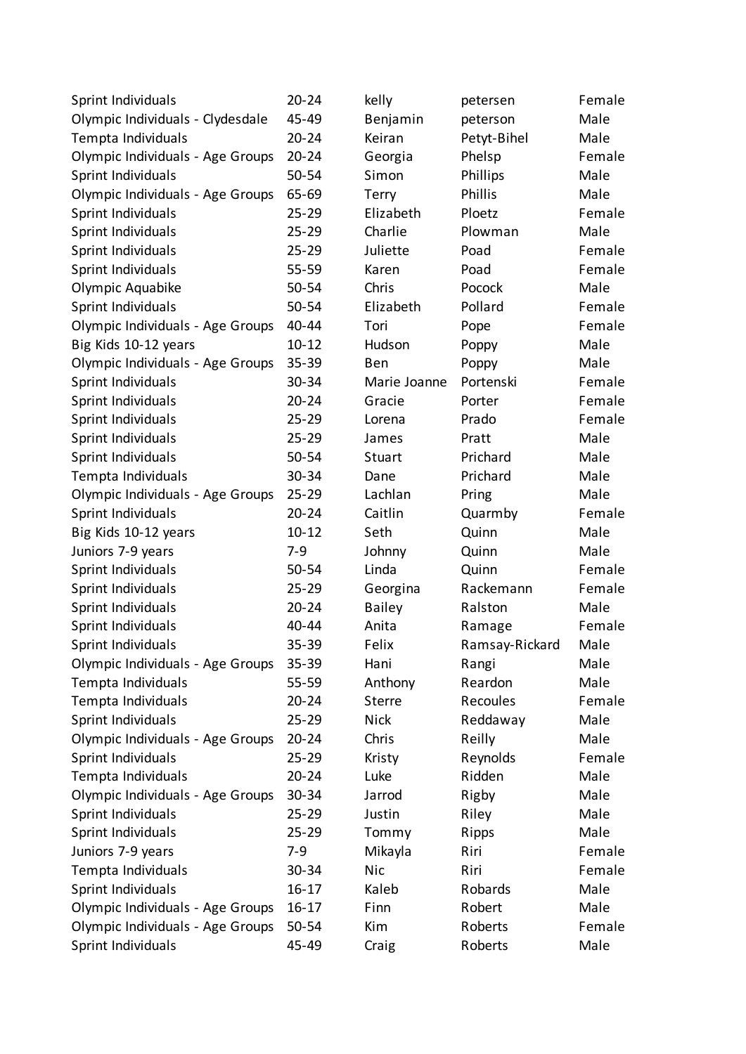| Sprint Individuals | 20-24 | kelly | petersen | Female |
|---|---|---|---|---|
| Olympic Individuals - Clydesdale | 45-49 | Benjamin | peterson | Male |
| Tempta Individuals | 20-24 | Keiran | Petyt-Bihel | Male |
| Olympic Individuals - Age Groups | 20-24 | Georgia | Phelsp | Female |
| Sprint Individuals | 50-54 | Simon | Phillips | Male |
| Olympic Individuals - Age Groups | 65-69 | Terry | Phillis | Male |
| Sprint Individuals | 25-29 | Elizabeth | Ploetz | Female |
| Sprint Individuals | 25-29 | Charlie | Plowman | Male |
| Sprint Individuals | 25-29 | Juliette | Poad | Female |
| Sprint Individuals | 55-59 | Karen | Poad | Female |
| Olympic Aquabike | 50-54 | Chris | Pocock | Male |
| Sprint Individuals | 50-54 | Elizabeth | Pollard | Female |
| Olympic Individuals - Age Groups | 40-44 | Tori | Pope | Female |
| Big Kids 10-12 years | 10-12 | Hudson | Poppy | Male |
| Olympic Individuals - Age Groups | 35-39 | Ben | Poppy | Male |
| Sprint Individuals | 30-34 | Marie Joanne | Portenski | Female |
| Sprint Individuals | 20-24 | Gracie | Porter | Female |
| Sprint Individuals | 25-29 | Lorena | Prado | Female |
| Sprint Individuals | 25-29 | James | Pratt | Male |
| Sprint Individuals | 50-54 | Stuart | Prichard | Male |
| Tempta Individuals | 30-34 | Dane | Prichard | Male |
| Olympic Individuals - Age Groups | 25-29 | Lachlan | Pring | Male |
| Sprint Individuals | 20-24 | Caitlin | Quarmby | Female |
| Big Kids 10-12 years | 10-12 | Seth | Quinn | Male |
| Juniors 7-9 years | 7-9 | Johnny | Quinn | Male |
| Sprint Individuals | 50-54 | Linda | Quinn | Female |
| Sprint Individuals | 25-29 | Georgina | Rackemann | Female |
| Sprint Individuals | 20-24 | Bailey | Ralston | Male |
| Sprint Individuals | 40-44 | Anita | Ramage | Female |
| Sprint Individuals | 35-39 | Felix | Ramsay-Rickard | Male |
| Olympic Individuals - Age Groups | 35-39 | Hani | Rangi | Male |
| Tempta Individuals | 55-59 | Anthony | Reardon | Male |
| Tempta Individuals | 20-24 | Sterre | Recoules | Female |
| Sprint Individuals | 25-29 | Nick | Reddaway | Male |
| Olympic Individuals - Age Groups | 20-24 | Chris | Reilly | Male |
| Sprint Individuals | 25-29 | Kristy | Reynolds | Female |
| Tempta Individuals | 20-24 | Luke | Ridden | Male |
| Olympic Individuals - Age Groups | 30-34 | Jarrod | Rigby | Male |
| Sprint Individuals | 25-29 | Justin | Riley | Male |
| Sprint Individuals | 25-29 | Tommy | Ripps | Male |
| Juniors 7-9 years | 7-9 | Mikayla | Riri | Female |
| Tempta Individuals | 30-34 | Nic | Riri | Female |
| Sprint Individuals | 16-17 | Kaleb | Robards | Male |
| Olympic Individuals - Age Groups | 16-17 | Finn | Robert | Male |
| Olympic Individuals - Age Groups | 50-54 | Kim | Roberts | Female |
| Sprint Individuals | 45-49 | Craig | Roberts | Male |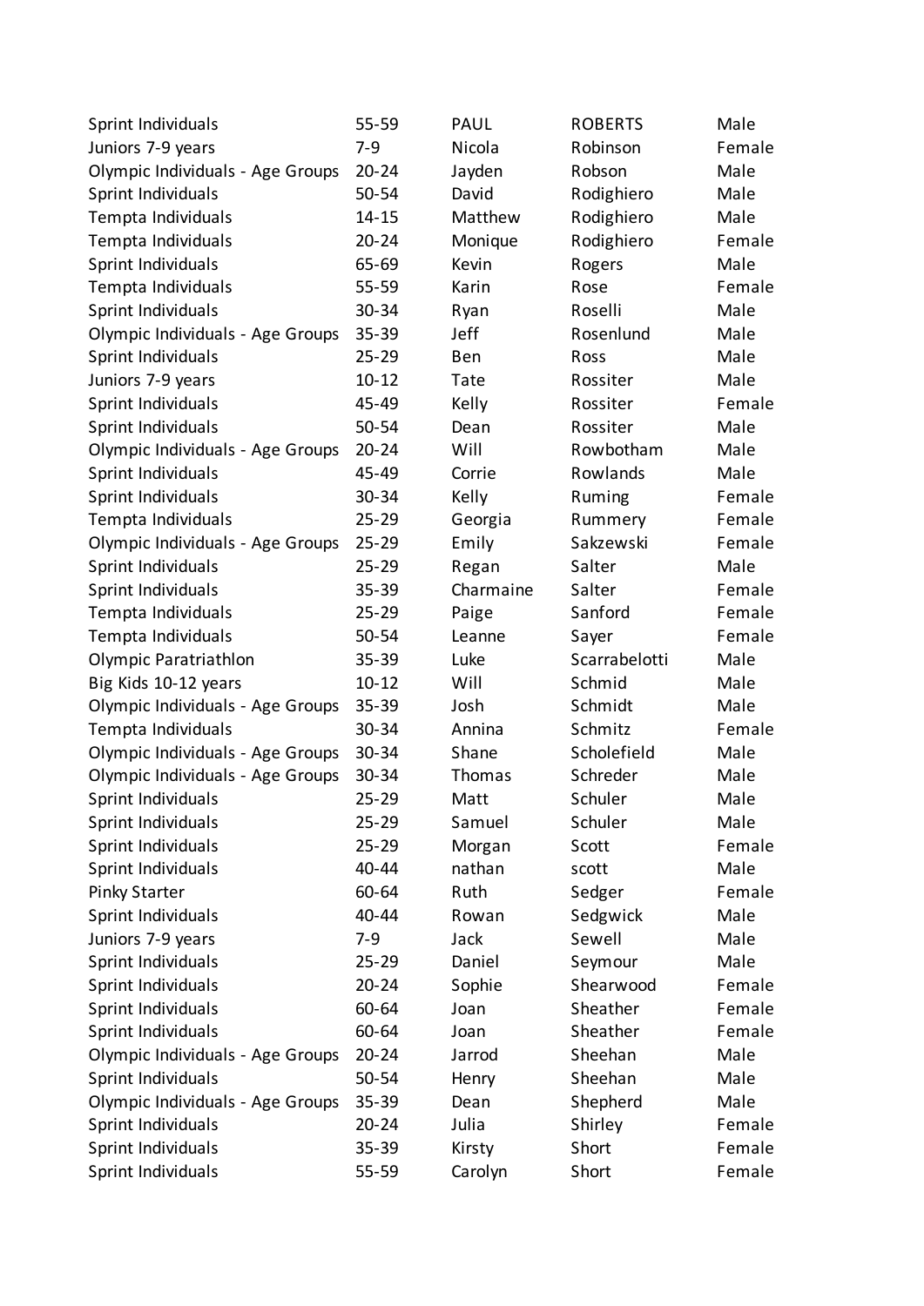| | | | | |
|---|---|---|---|---|
| Sprint Individuals | 55-59 | PAUL | ROBERTS | Male |
| Juniors 7-9 years | 7-9 | Nicola | Robinson | Female |
| Olympic Individuals - Age Groups | 20-24 | Jayden | Robson | Male |
| Sprint Individuals | 50-54 | David | Rodighiero | Male |
| Tempta Individuals | 14-15 | Matthew | Rodighiero | Male |
| Tempta Individuals | 20-24 | Monique | Rodighiero | Female |
| Sprint Individuals | 65-69 | Kevin | Rogers | Male |
| Tempta Individuals | 55-59 | Karin | Rose | Female |
| Sprint Individuals | 30-34 | Ryan | Roselli | Male |
| Olympic Individuals - Age Groups | 35-39 | Jeff | Rosenlund | Male |
| Sprint Individuals | 25-29 | Ben | Ross | Male |
| Juniors 7-9 years | 10-12 | Tate | Rossiter | Male |
| Sprint Individuals | 45-49 | Kelly | Rossiter | Female |
| Sprint Individuals | 50-54 | Dean | Rossiter | Male |
| Olympic Individuals - Age Groups | 20-24 | Will | Rowbotham | Male |
| Sprint Individuals | 45-49 | Corrie | Rowlands | Male |
| Sprint Individuals | 30-34 | Kelly | Ruming | Female |
| Tempta Individuals | 25-29 | Georgia | Rummery | Female |
| Olympic Individuals - Age Groups | 25-29 | Emily | Sakzewski | Female |
| Sprint Individuals | 25-29 | Regan | Salter | Male |
| Sprint Individuals | 35-39 | Charmaine | Salter | Female |
| Tempta Individuals | 25-29 | Paige | Sanford | Female |
| Tempta Individuals | 50-54 | Leanne | Sayer | Female |
| Olympic Paratriathlon | 35-39 | Luke | Scarrabelotti | Male |
| Big Kids 10-12 years | 10-12 | Will | Schmid | Male |
| Olympic Individuals - Age Groups | 35-39 | Josh | Schmidt | Male |
| Tempta Individuals | 30-34 | Annina | Schmitz | Female |
| Olympic Individuals - Age Groups | 30-34 | Shane | Scholefield | Male |
| Olympic Individuals - Age Groups | 30-34 | Thomas | Schreder | Male |
| Sprint Individuals | 25-29 | Matt | Schuler | Male |
| Sprint Individuals | 25-29 | Samuel | Schuler | Male |
| Sprint Individuals | 25-29 | Morgan | Scott | Female |
| Sprint Individuals | 40-44 | nathan | scott | Male |
| Pinky Starter | 60-64 | Ruth | Sedger | Female |
| Sprint Individuals | 40-44 | Rowan | Sedgwick | Male |
| Juniors 7-9 years | 7-9 | Jack | Sewell | Male |
| Sprint Individuals | 25-29 | Daniel | Seymour | Male |
| Sprint Individuals | 20-24 | Sophie | Shearwood | Female |
| Sprint Individuals | 60-64 | Joan | Sheather | Female |
| Sprint Individuals | 60-64 | Joan | Sheather | Female |
| Olympic Individuals - Age Groups | 20-24 | Jarrod | Sheehan | Male |
| Sprint Individuals | 50-54 | Henry | Sheehan | Male |
| Olympic Individuals - Age Groups | 35-39 | Dean | Shepherd | Male |
| Sprint Individuals | 20-24 | Julia | Shirley | Female |
| Sprint Individuals | 35-39 | Kirsty | Short | Female |
| Sprint Individuals | 55-59 | Carolyn | Short | Female |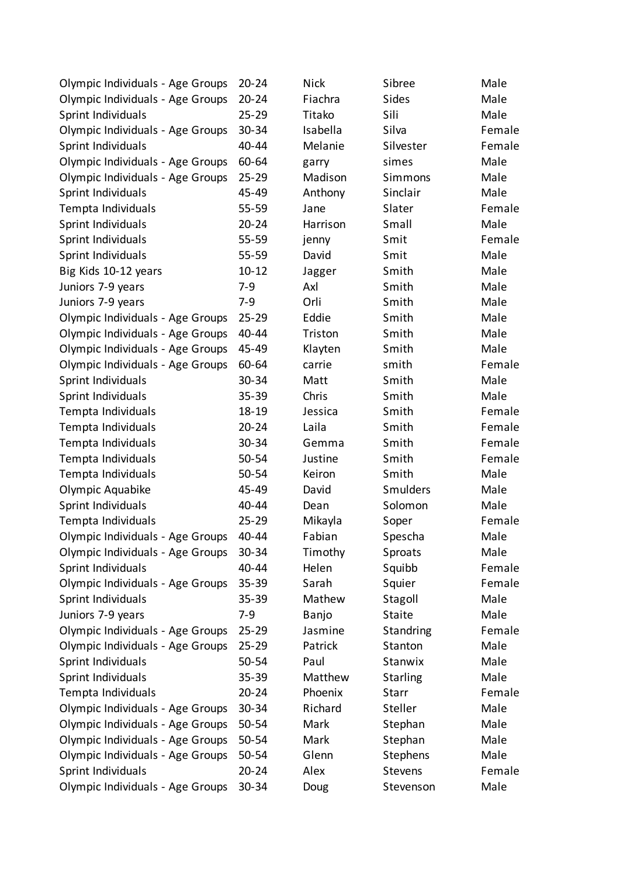| | | | | |
|---|---|---|---|---|
| Olympic Individuals - Age Groups | 20-24 | Nick | Sibree | Male |
| Olympic Individuals - Age Groups | 20-24 | Fiachra | Sides | Male |
| Sprint Individuals | 25-29 | Titako | Sili | Male |
| Olympic Individuals - Age Groups | 30-34 | Isabella | Silva | Female |
| Sprint Individuals | 40-44 | Melanie | Silvester | Female |
| Olympic Individuals - Age Groups | 60-64 | garry | simes | Male |
| Olympic Individuals - Age Groups | 25-29 | Madison | Simmons | Male |
| Sprint Individuals | 45-49 | Anthony | Sinclair | Male |
| Tempta Individuals | 55-59 | Jane | Slater | Female |
| Sprint Individuals | 20-24 | Harrison | Small | Male |
| Sprint Individuals | 55-59 | jenny | Smit | Female |
| Sprint Individuals | 55-59 | David | Smit | Male |
| Big Kids 10-12 years | 10-12 | Jagger | Smith | Male |
| Juniors 7-9 years | 7-9 | Axl | Smith | Male |
| Juniors 7-9 years | 7-9 | Orli | Smith | Male |
| Olympic Individuals - Age Groups | 25-29 | Eddie | Smith | Male |
| Olympic Individuals - Age Groups | 40-44 | Triston | Smith | Male |
| Olympic Individuals - Age Groups | 45-49 | Klayten | Smith | Male |
| Olympic Individuals - Age Groups | 60-64 | carrie | smith | Female |
| Sprint Individuals | 30-34 | Matt | Smith | Male |
| Sprint Individuals | 35-39 | Chris | Smith | Male |
| Tempta Individuals | 18-19 | Jessica | Smith | Female |
| Tempta Individuals | 20-24 | Laila | Smith | Female |
| Tempta Individuals | 30-34 | Gemma | Smith | Female |
| Tempta Individuals | 50-54 | Justine | Smith | Female |
| Tempta Individuals | 50-54 | Keiron | Smith | Male |
| Olympic Aquabike | 45-49 | David | Smulders | Male |
| Sprint Individuals | 40-44 | Dean | Solomon | Male |
| Tempta Individuals | 25-29 | Mikayla | Soper | Female |
| Olympic Individuals - Age Groups | 40-44 | Fabian | Spescha | Male |
| Olympic Individuals - Age Groups | 30-34 | Timothy | Sproats | Male |
| Sprint Individuals | 40-44 | Helen | Squibb | Female |
| Olympic Individuals - Age Groups | 35-39 | Sarah | Squier | Female |
| Sprint Individuals | 35-39 | Mathew | Stagoll | Male |
| Juniors 7-9 years | 7-9 | Banjo | Staite | Male |
| Olympic Individuals - Age Groups | 25-29 | Jasmine | Standring | Female |
| Olympic Individuals - Age Groups | 25-29 | Patrick | Stanton | Male |
| Sprint Individuals | 50-54 | Paul | Stanwix | Male |
| Sprint Individuals | 35-39 | Matthew | Starling | Male |
| Tempta Individuals | 20-24 | Phoenix | Starr | Female |
| Olympic Individuals - Age Groups | 30-34 | Richard | Steller | Male |
| Olympic Individuals - Age Groups | 50-54 | Mark | Stephan | Male |
| Olympic Individuals - Age Groups | 50-54 | Mark | Stephan | Male |
| Olympic Individuals - Age Groups | 50-54 | Glenn | Stephens | Male |
| Sprint Individuals | 20-24 | Alex | Stevens | Female |
| Olympic Individuals - Age Groups | 30-34 | Doug | Stevenson | Male |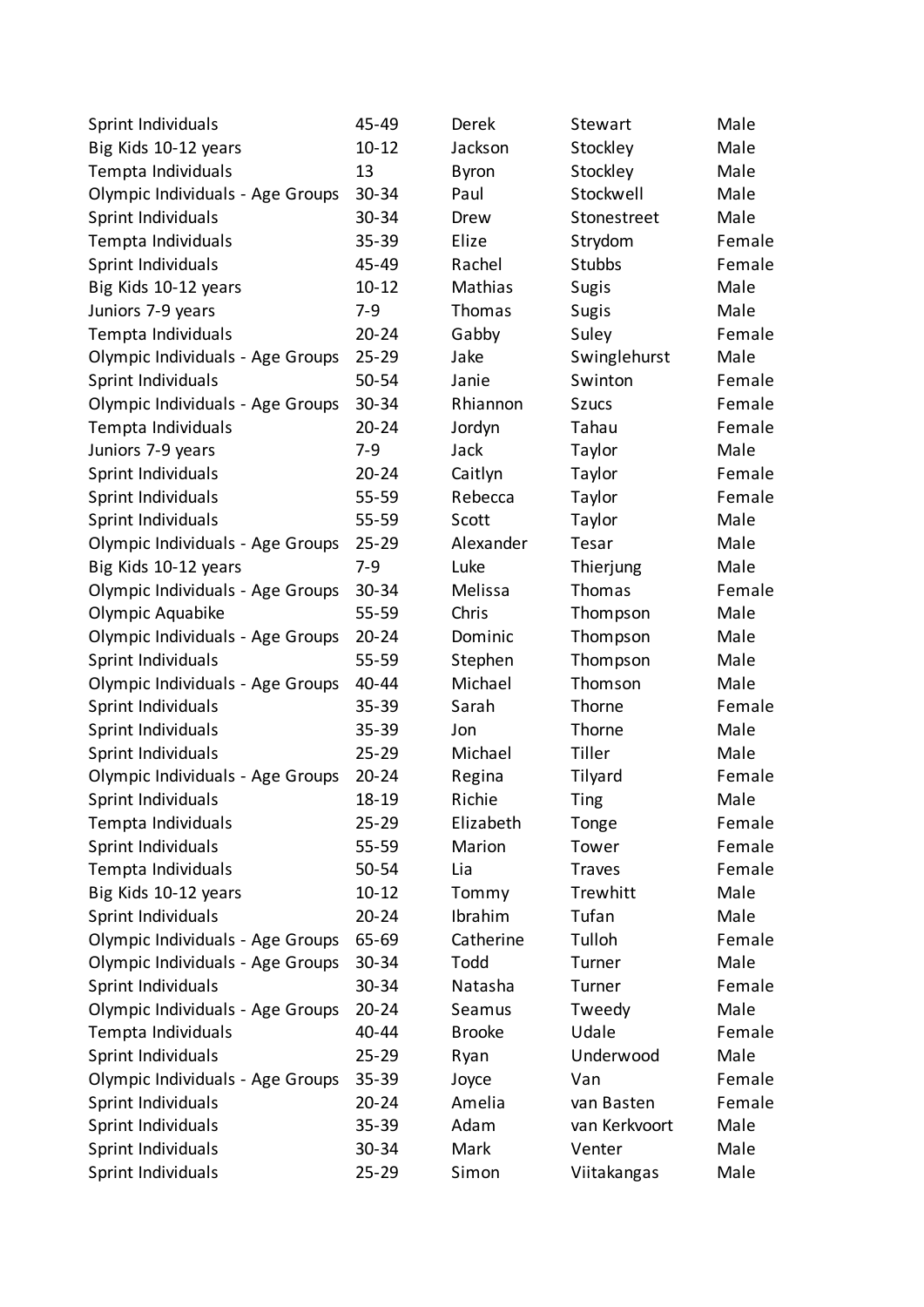| | | | | |
|---|---|---|---|---|
| Sprint Individuals | 45-49 | Derek | Stewart | Male |
| Big Kids 10-12 years | 10-12 | Jackson | Stockley | Male |
| Tempta Individuals | 13 | Byron | Stockley | Male |
| Olympic Individuals - Age Groups | 30-34 | Paul | Stockwell | Male |
| Sprint Individuals | 30-34 | Drew | Stonestreet | Male |
| Tempta Individuals | 35-39 | Elize | Strydom | Female |
| Sprint Individuals | 45-49 | Rachel | Stubbs | Female |
| Big Kids 10-12 years | 10-12 | Mathias | Sugis | Male |
| Juniors 7-9 years | 7-9 | Thomas | Sugis | Male |
| Tempta Individuals | 20-24 | Gabby | Suley | Female |
| Olympic Individuals - Age Groups | 25-29 | Jake | Swinglehurst | Male |
| Sprint Individuals | 50-54 | Janie | Swinton | Female |
| Olympic Individuals - Age Groups | 30-34 | Rhiannon | Szucs | Female |
| Tempta Individuals | 20-24 | Jordyn | Tahau | Female |
| Juniors 7-9 years | 7-9 | Jack | Taylor | Male |
| Sprint Individuals | 20-24 | Caitlyn | Taylor | Female |
| Sprint Individuals | 55-59 | Rebecca | Taylor | Female |
| Sprint Individuals | 55-59 | Scott | Taylor | Male |
| Olympic Individuals - Age Groups | 25-29 | Alexander | Tesar | Male |
| Big Kids 10-12 years | 7-9 | Luke | Thierjung | Male |
| Olympic Individuals - Age Groups | 30-34 | Melissa | Thomas | Female |
| Olympic Aquabike | 55-59 | Chris | Thompson | Male |
| Olympic Individuals - Age Groups | 20-24 | Dominic | Thompson | Male |
| Sprint Individuals | 55-59 | Stephen | Thompson | Male |
| Olympic Individuals - Age Groups | 40-44 | Michael | Thomson | Male |
| Sprint Individuals | 35-39 | Sarah | Thorne | Female |
| Sprint Individuals | 35-39 | Jon | Thorne | Male |
| Sprint Individuals | 25-29 | Michael | Tiller | Male |
| Olympic Individuals - Age Groups | 20-24 | Regina | Tilyard | Female |
| Sprint Individuals | 18-19 | Richie | Ting | Male |
| Tempta Individuals | 25-29 | Elizabeth | Tonge | Female |
| Sprint Individuals | 55-59 | Marion | Tower | Female |
| Tempta Individuals | 50-54 | Lia | Traves | Female |
| Big Kids 10-12 years | 10-12 | Tommy | Trewhitt | Male |
| Sprint Individuals | 20-24 | Ibrahim | Tufan | Male |
| Olympic Individuals - Age Groups | 65-69 | Catherine | Tulloh | Female |
| Olympic Individuals - Age Groups | 30-34 | Todd | Turner | Male |
| Sprint Individuals | 30-34 | Natasha | Turner | Female |
| Olympic Individuals - Age Groups | 20-24 | Seamus | Tweedy | Male |
| Tempta Individuals | 40-44 | Brooke | Udale | Female |
| Sprint Individuals | 25-29 | Ryan | Underwood | Male |
| Olympic Individuals - Age Groups | 35-39 | Joyce | Van | Female |
| Sprint Individuals | 20-24 | Amelia | van Basten | Female |
| Sprint Individuals | 35-39 | Adam | van Kerkvoort | Male |
| Sprint Individuals | 30-34 | Mark | Venter | Male |
| Sprint Individuals | 25-29 | Simon | Viitakangas | Male |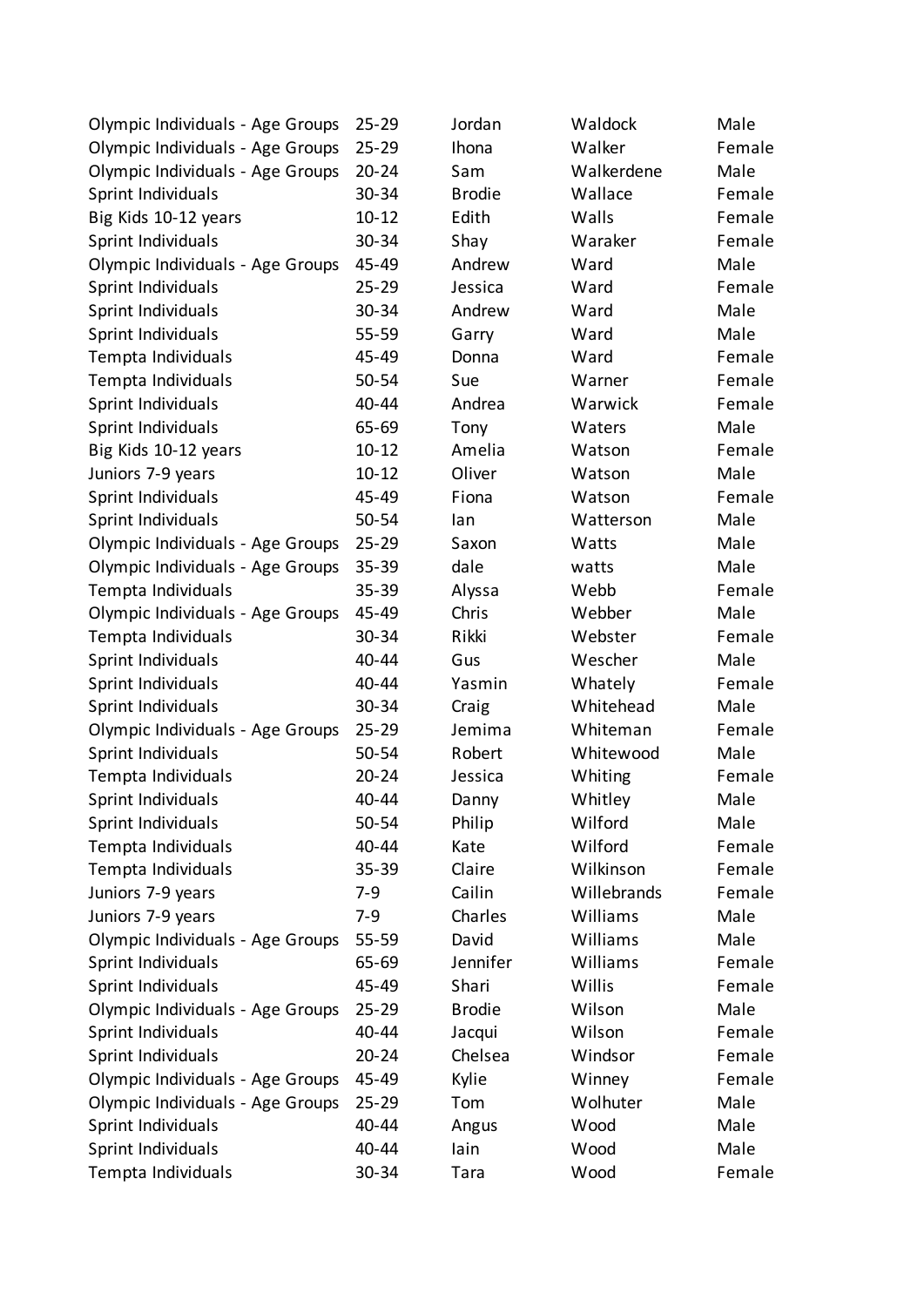| | | | | |
|---|---|---|---|---|
| Olympic Individuals - Age Groups | 25-29 | Jordan | Waldock | Male |
| Olympic Individuals - Age Groups | 25-29 | Ihona | Walker | Female |
| Olympic Individuals - Age Groups | 20-24 | Sam | Walkerdene | Male |
| Sprint Individuals | 30-34 | Brodie | Wallace | Female |
| Big Kids 10-12 years | 10-12 | Edith | Walls | Female |
| Sprint Individuals | 30-34 | Shay | Waraker | Female |
| Olympic Individuals - Age Groups | 45-49 | Andrew | Ward | Male |
| Sprint Individuals | 25-29 | Jessica | Ward | Female |
| Sprint Individuals | 30-34 | Andrew | Ward | Male |
| Sprint Individuals | 55-59 | Garry | Ward | Male |
| Tempta Individuals | 45-49 | Donna | Ward | Female |
| Tempta Individuals | 50-54 | Sue | Warner | Female |
| Sprint Individuals | 40-44 | Andrea | Warwick | Female |
| Sprint Individuals | 65-69 | Tony | Waters | Male |
| Big Kids 10-12 years | 10-12 | Amelia | Watson | Female |
| Juniors 7-9 years | 10-12 | Oliver | Watson | Male |
| Sprint Individuals | 45-49 | Fiona | Watson | Female |
| Sprint Individuals | 50-54 | Ian | Watterson | Male |
| Olympic Individuals - Age Groups | 25-29 | Saxon | Watts | Male |
| Olympic Individuals - Age Groups | 35-39 | dale | watts | Male |
| Tempta Individuals | 35-39 | Alyssa | Webb | Female |
| Olympic Individuals - Age Groups | 45-49 | Chris | Webber | Male |
| Tempta Individuals | 30-34 | Rikki | Webster | Female |
| Sprint Individuals | 40-44 | Gus | Wescher | Male |
| Sprint Individuals | 40-44 | Yasmin | Whately | Female |
| Sprint Individuals | 30-34 | Craig | Whitehead | Male |
| Olympic Individuals - Age Groups | 25-29 | Jemima | Whiteman | Female |
| Sprint Individuals | 50-54 | Robert | Whitewood | Male |
| Tempta Individuals | 20-24 | Jessica | Whiting | Female |
| Sprint Individuals | 40-44 | Danny | Whitley | Male |
| Sprint Individuals | 50-54 | Philip | Wilford | Male |
| Tempta Individuals | 40-44 | Kate | Wilford | Female |
| Tempta Individuals | 35-39 | Claire | Wilkinson | Female |
| Juniors 7-9 years | 7-9 | Cailin | Willebrands | Female |
| Juniors 7-9 years | 7-9 | Charles | Williams | Male |
| Olympic Individuals - Age Groups | 55-59 | David | Williams | Male |
| Sprint Individuals | 65-69 | Jennifer | Williams | Female |
| Sprint Individuals | 45-49 | Shari | Willis | Female |
| Olympic Individuals - Age Groups | 25-29 | Brodie | Wilson | Male |
| Sprint Individuals | 40-44 | Jacqui | Wilson | Female |
| Sprint Individuals | 20-24 | Chelsea | Windsor | Female |
| Olympic Individuals - Age Groups | 45-49 | Kylie | Winney | Female |
| Olympic Individuals - Age Groups | 25-29 | Tom | Wolhuter | Male |
| Sprint Individuals | 40-44 | Angus | Wood | Male |
| Sprint Individuals | 40-44 | Iain | Wood | Male |
| Tempta Individuals | 30-34 | Tara | Wood | Female |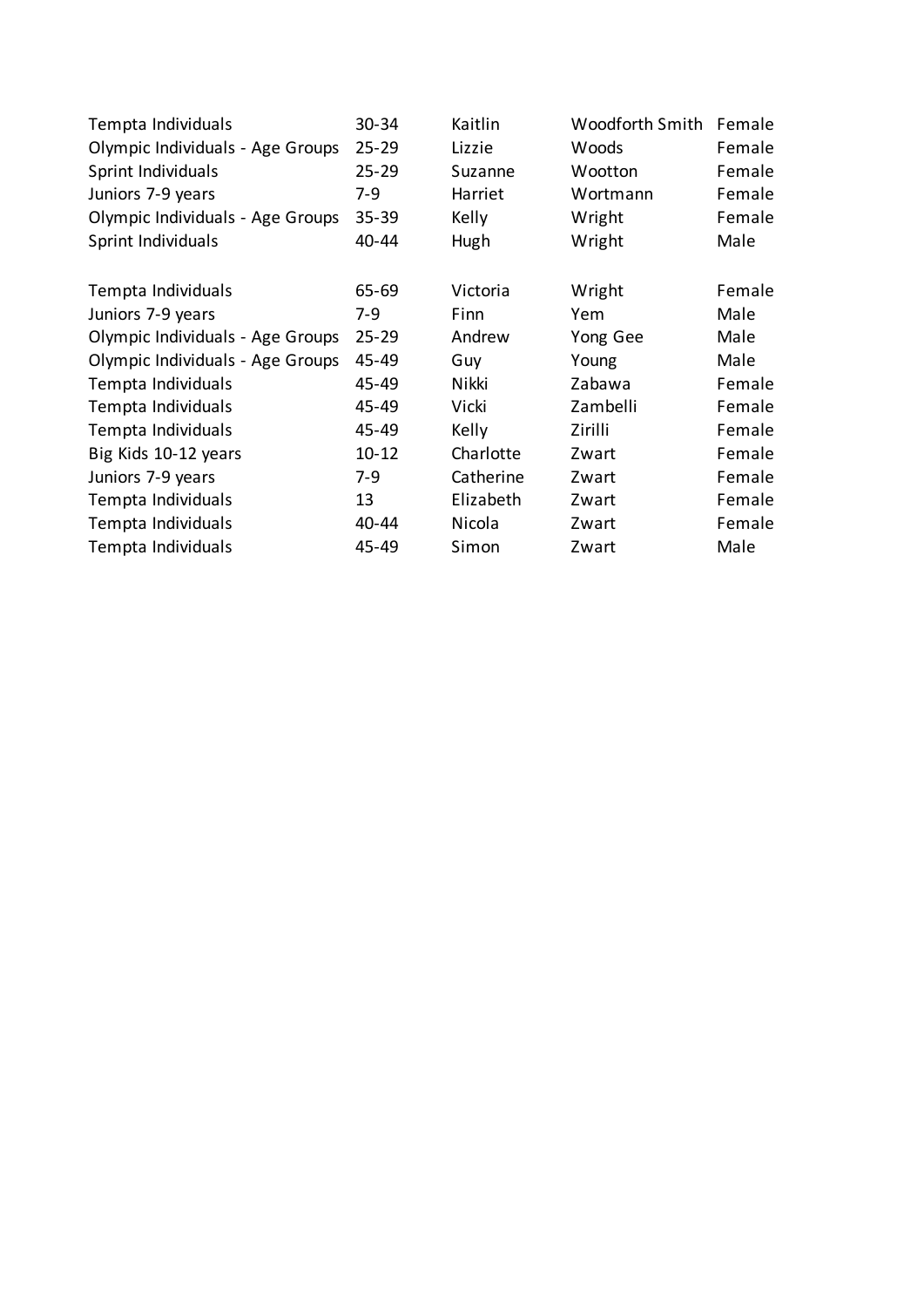| | | | | |
|---|---|---|---|---|
| Tempta Individuals | 30-34 | Kaitlin | Woodforth Smith | Female |
| Olympic Individuals - Age Groups | 25-29 | Lizzie | Woods | Female |
| Sprint Individuals | 25-29 | Suzanne | Wootton | Female |
| Juniors 7-9 years | 7-9 | Harriet | Wortmann | Female |
| Olympic Individuals - Age Groups | 35-39 | Kelly | Wright | Female |
| Sprint Individuals | 40-44 | Hugh | Wright | Male |
| Tempta Individuals | 65-69 | Victoria | Wright | Female |
| Juniors 7-9 years | 7-9 | Finn | Yem | Male |
| Olympic Individuals - Age Groups | 25-29 | Andrew | Yong Gee | Male |
| Olympic Individuals - Age Groups | 45-49 | Guy | Young | Male |
| Tempta Individuals | 45-49 | Nikki | Zabawa | Female |
| Tempta Individuals | 45-49 | Vicki | Zambelli | Female |
| Tempta Individuals | 45-49 | Kelly | Zirilli | Female |
| Big Kids 10-12 years | 10-12 | Charlotte | Zwart | Female |
| Juniors 7-9 years | 7-9 | Catherine | Zwart | Female |
| Tempta Individuals | 13 | Elizabeth | Zwart | Female |
| Tempta Individuals | 40-44 | Nicola | Zwart | Female |
| Tempta Individuals | 45-49 | Simon | Zwart | Male |